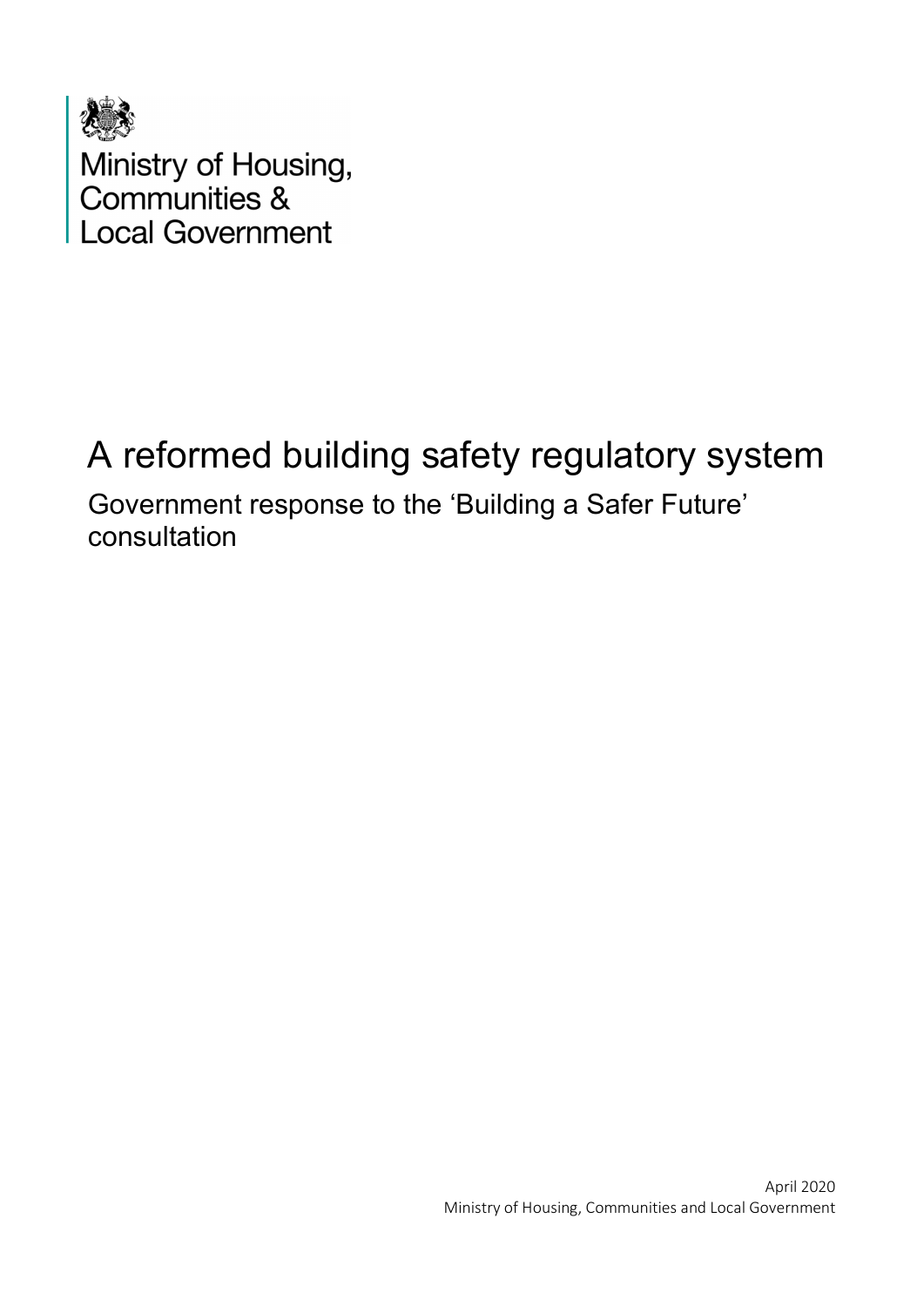Ministry of Housing, Communities & Local Government

# A reformed building safety regulatory system

## Government response to the 'Building a Safer Future' consultation

April 2020
Ministry of Housing, Communities and Local Government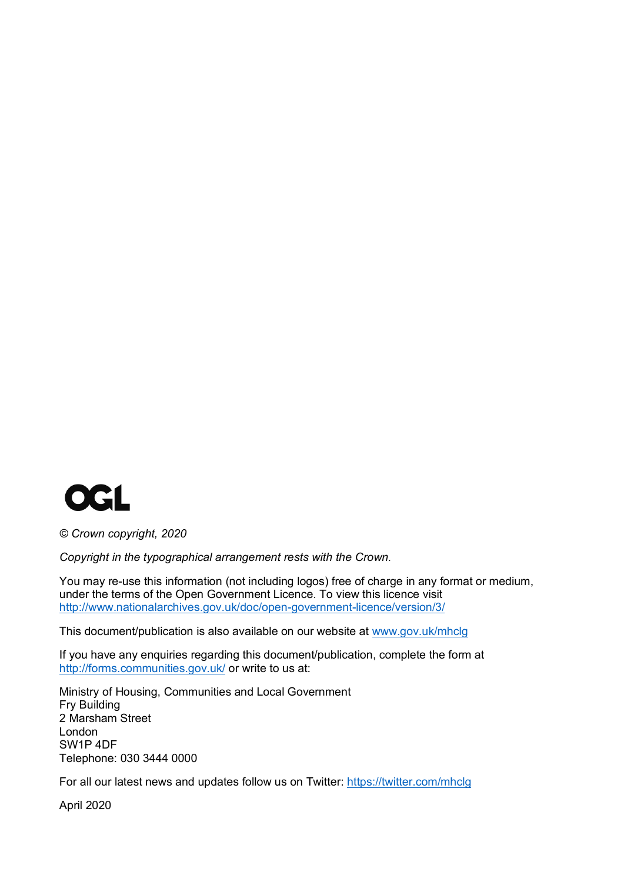OGL

*© Crown copyright, 2020*

*Copyright in the typographical arrangement rests with the Crown.*

You may re-use this information (not including logos) free of charge in any format or medium, under the terms of the Open Government Licence. To view this licence visit http://www.nationalarchives.gov.uk/doc/open-government-licence/version/3/

This document/publication is also available on our website at www.gov.uk/mhclg

If you have any enquiries regarding this document/publication, complete the form at http://forms.communities.gov.uk/ or write to us at:

Ministry of Housing, Communities and Local Government
Fry Building
2 Marsham Street
London
SW1P 4DF
Telephone: 030 3444 0000

For all our latest news and updates follow us on Twitter: https://twitter.com/mhclg

April 2020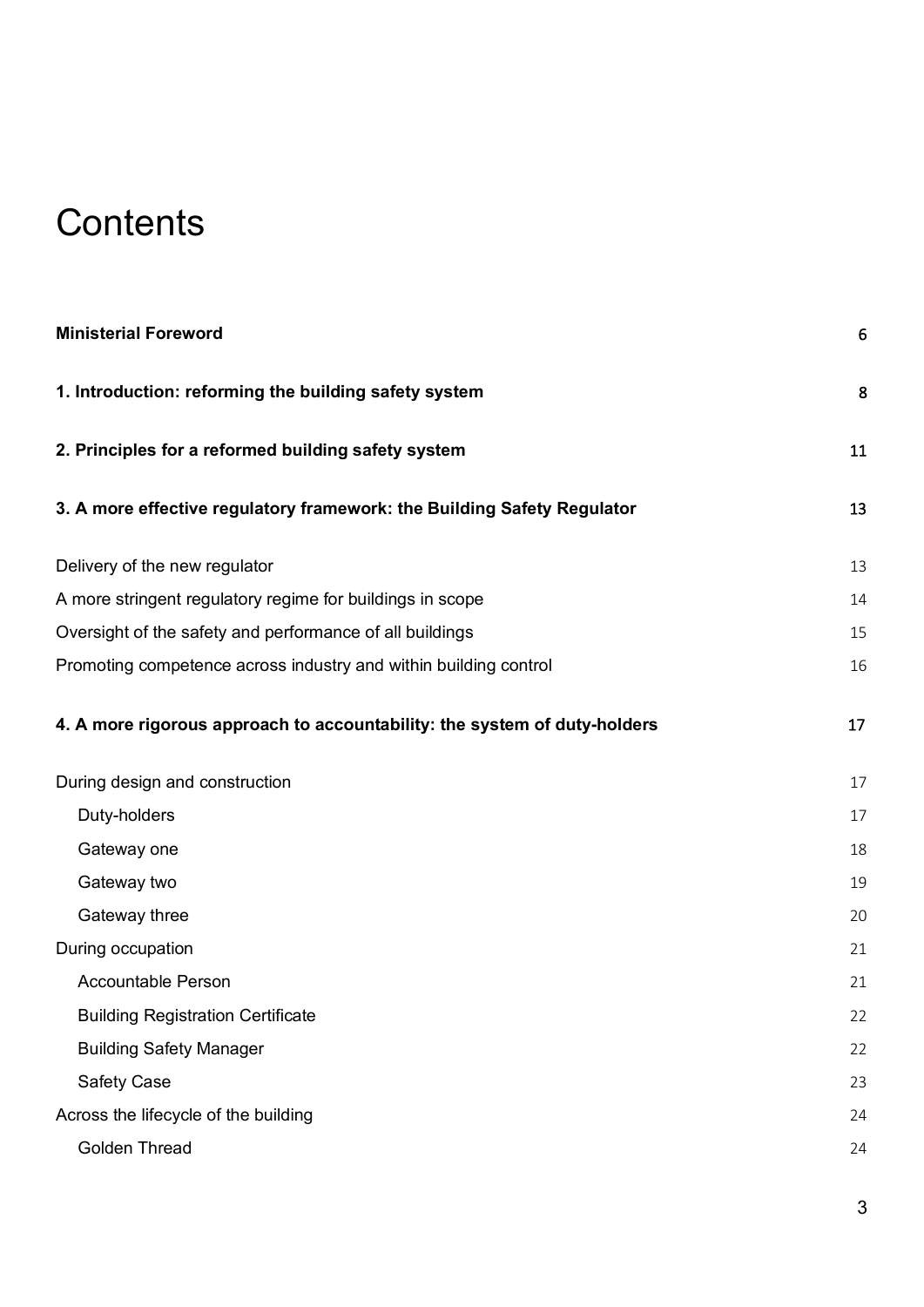# Contents

| | |
|---|---|
| **Ministerial Foreword** | 6 |
| **1. Introduction: reforming the building safety system** | 8 |
| **2. Principles for a reformed building safety system** | 11 |
| **3. A more effective regulatory framework: the Building Safety Regulator** | 13 |
| Delivery of the new regulator | 13 |
| A more stringent regulatory regime for buildings in scope | 14 |
| Oversight of the safety and performance of all buildings | 15 |
| Promoting competence across industry and within building control | 16 |
| **4. A more rigorous approach to accountability: the system of duty-holders** | 17 |
| During design and construction | 17 |
| Duty-holders | 17 |
| Gateway one | 18 |
| Gateway two | 19 |
| Gateway three | 20 |
| During occupation | 21 |
| Accountable Person | 21 |
| Building Registration Certificate | 22 |
| Building Safety Manager | 22 |
| Safety Case | 23 |
| Across the lifecycle of the building | 24 |
| Golden Thread | 24 |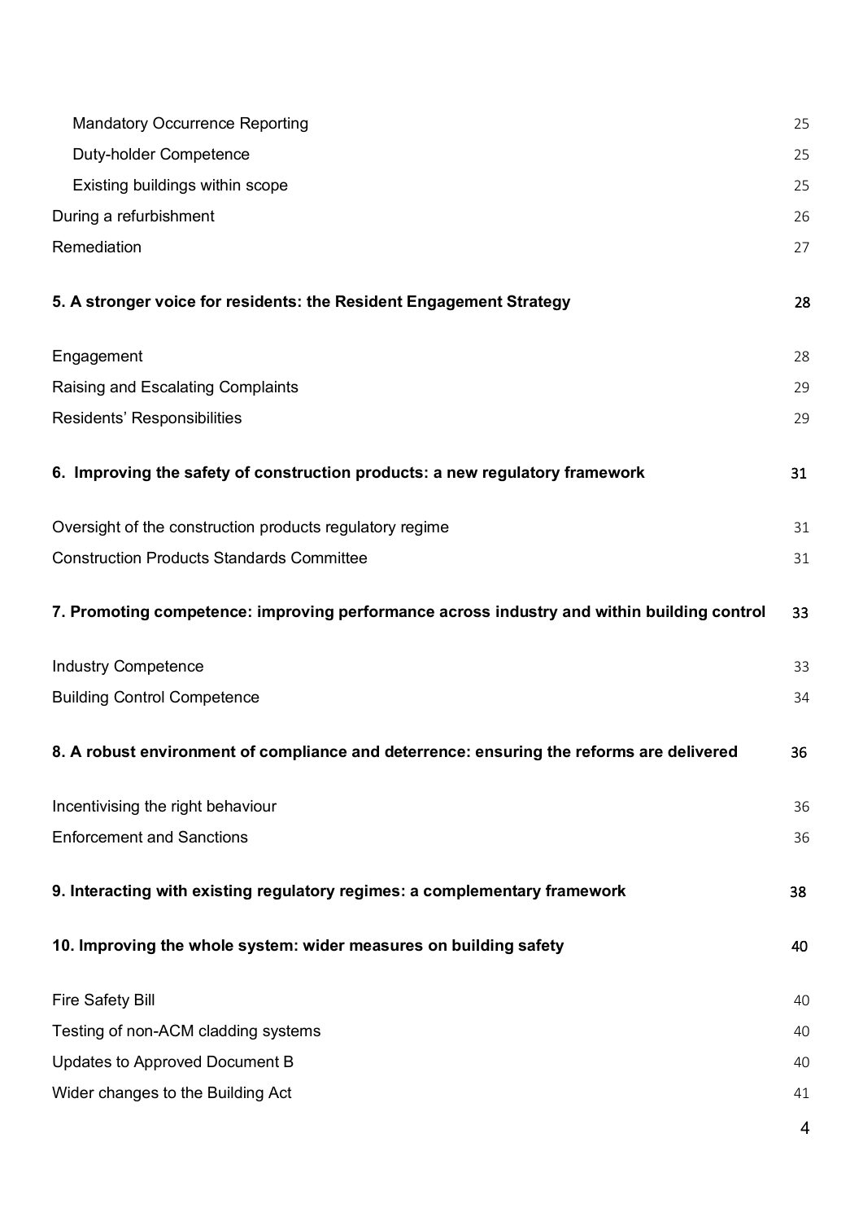| | |
|---|---|
| Mandatory Occurrence Reporting | 25 |
| Duty-holder Competence | 25 |
| Existing buildings within scope | 25 |
| During a refurbishment | 26 |
| Remediation | 27 |
| **5. A stronger voice for residents: the Resident Engagement Strategy** | **28** |
| Engagement | 28 |
| Raising and Escalating Complaints | 29 |
| Residents' Responsibilities | 29 |
| **6. Improving the safety of construction products: a new regulatory framework** | **31** |
| Oversight of the construction products regulatory regime | 31 |
| Construction Products Standards Committee | 31 |
| **7. Promoting competence: improving performance across industry and within building control** | **33** |
| Industry Competence | 33 |
| Building Control Competence | 34 |
| **8. A robust environment of compliance and deterrence: ensuring the reforms are delivered** | **36** |
| Incentivising the right behaviour | 36 |
| Enforcement and Sanctions | 36 |
| **9. Interacting with existing regulatory regimes: a complementary framework** | **38** |
| **10. Improving the whole system: wider measures on building safety** | **40** |
| Fire Safety Bill | 40 |
| Testing of non-ACM cladding systems | 40 |
| Updates to Approved Document B | 40 |
| Wider changes to the Building Act | 41 |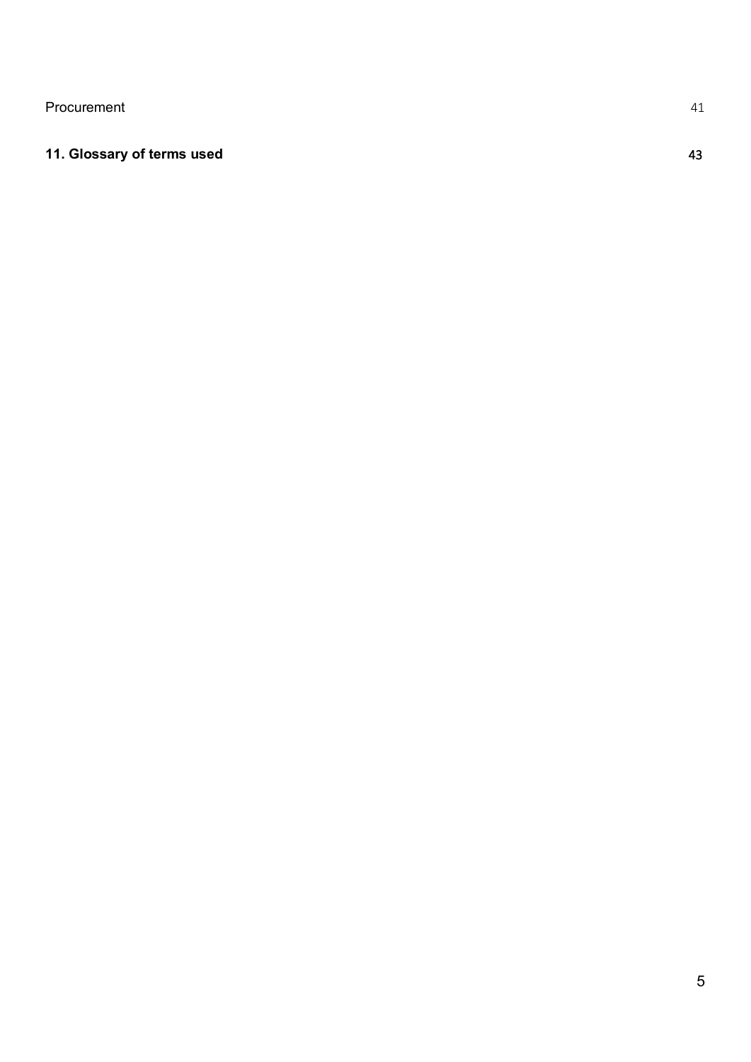Procurement 41

**11. Glossary of terms used** **43**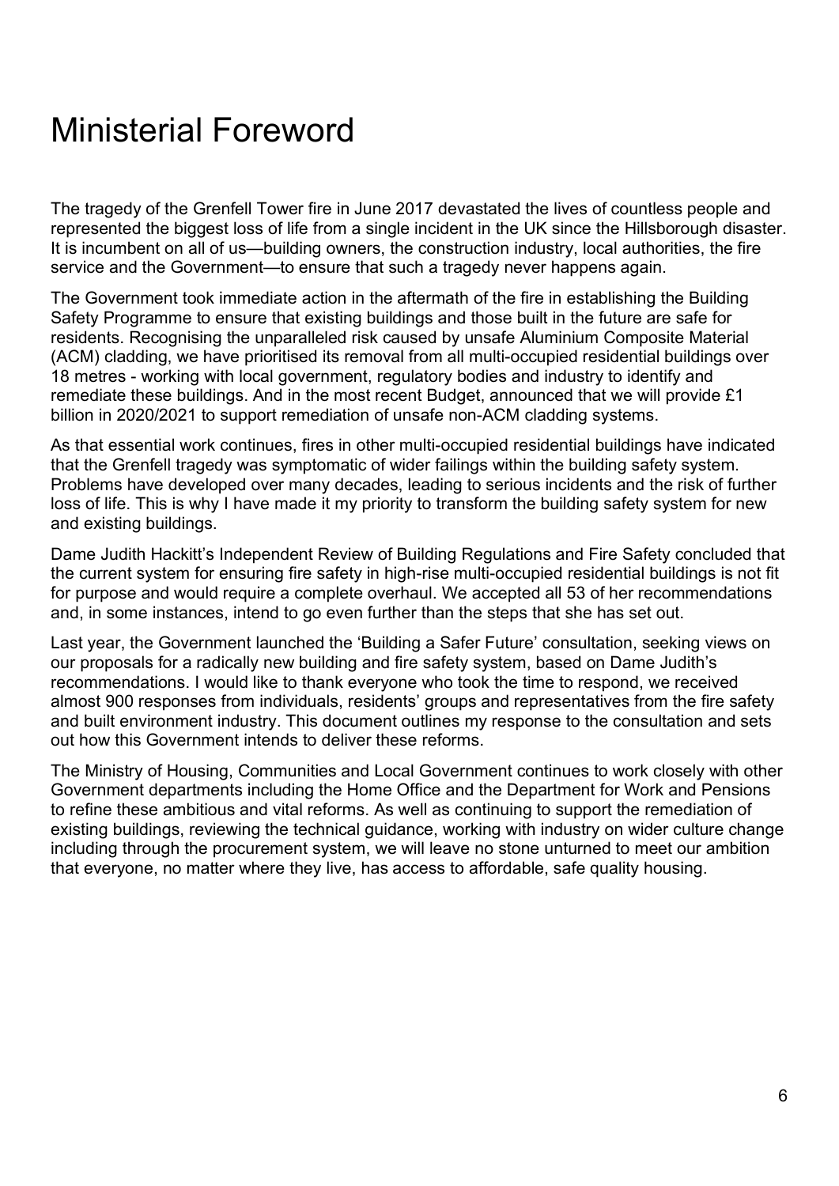# Ministerial Foreword

The tragedy of the Grenfell Tower fire in June 2017 devastated the lives of countless people and represented the biggest loss of life from a single incident in the UK since the Hillsborough disaster. It is incumbent on all of us—building owners, the construction industry, local authorities, the fire service and the Government—to ensure that such a tragedy never happens again.

The Government took immediate action in the aftermath of the fire in establishing the Building Safety Programme to ensure that existing buildings and those built in the future are safe for residents. Recognising the unparalleled risk caused by unsafe Aluminium Composite Material (ACM) cladding, we have prioritised its removal from all multi-occupied residential buildings over 18 metres - working with local government, regulatory bodies and industry to identify and remediate these buildings. And in the most recent Budget, announced that we will provide £1 billion in 2020/2021 to support remediation of unsafe non-ACM cladding systems.

As that essential work continues, fires in other multi-occupied residential buildings have indicated that the Grenfell tragedy was symptomatic of wider failings within the building safety system. Problems have developed over many decades, leading to serious incidents and the risk of further loss of life. This is why I have made it my priority to transform the building safety system for new and existing buildings.

Dame Judith Hackitt's Independent Review of Building Regulations and Fire Safety concluded that the current system for ensuring fire safety in high-rise multi-occupied residential buildings is not fit for purpose and would require a complete overhaul. We accepted all 53 of her recommendations and, in some instances, intend to go even further than the steps that she has set out.

Last year, the Government launched the 'Building a Safer Future' consultation, seeking views on our proposals for a radically new building and fire safety system, based on Dame Judith's recommendations. I would like to thank everyone who took the time to respond, we received almost 900 responses from individuals, residents' groups and representatives from the fire safety and built environment industry. This document outlines my response to the consultation and sets out how this Government intends to deliver these reforms.

The Ministry of Housing, Communities and Local Government continues to work closely with other Government departments including the Home Office and the Department for Work and Pensions to refine these ambitious and vital reforms. As well as continuing to support the remediation of existing buildings, reviewing the technical guidance, working with industry on wider culture change including through the procurement system, we will leave no stone unturned to meet our ambition that everyone, no matter where they live, has access to affordable, safe quality housing.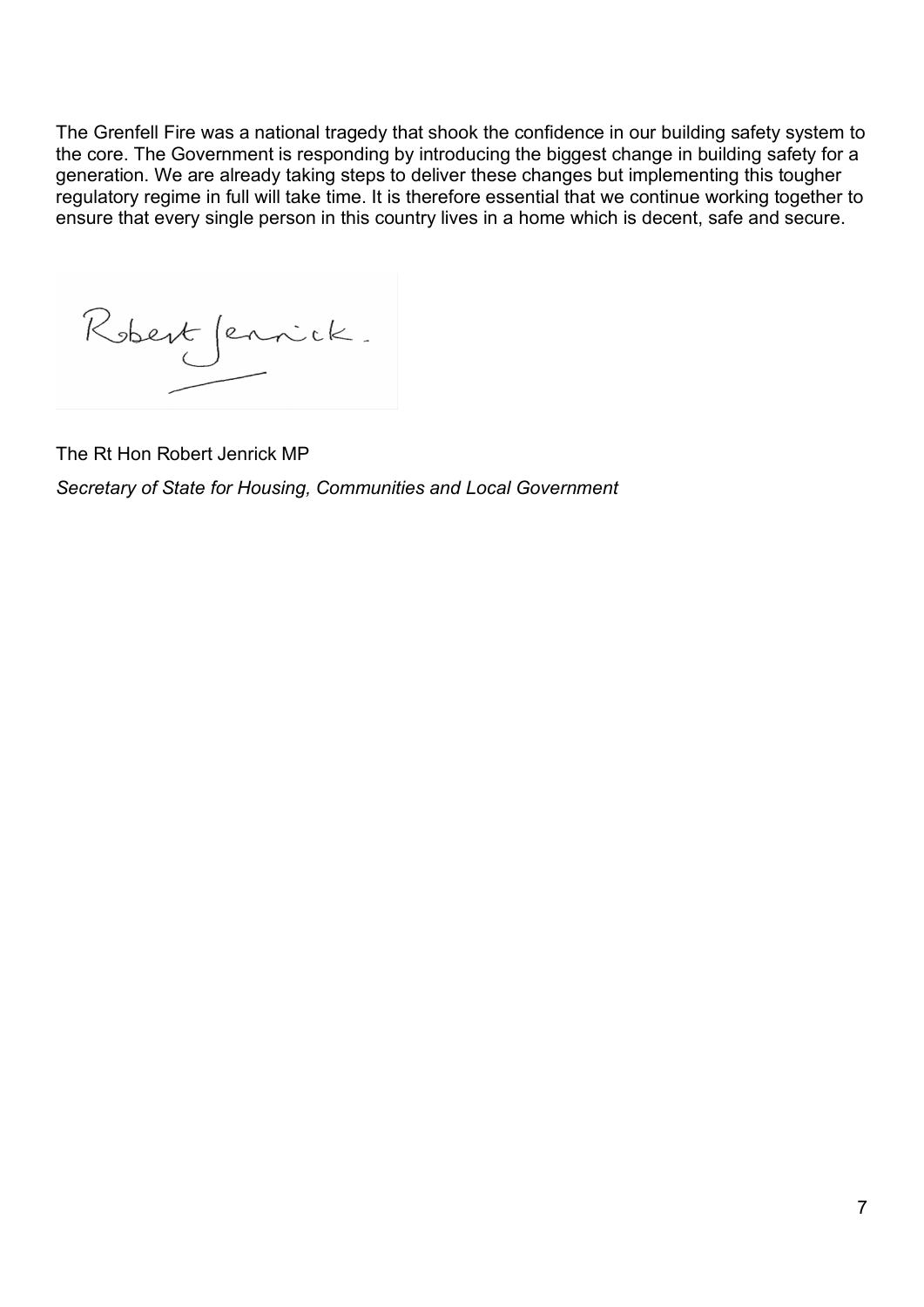The Grenfell Fire was a national tragedy that shook the confidence in our building safety system to the core. The Government is responding by introducing the biggest change in building safety for a generation. We are already taking steps to deliver these changes but implementing this tougher regulatory regime in full will take time. It is therefore essential that we continue working together to ensure that every single person in this country lives in a home which is decent, safe and secure.

Robert Jenrick.

The Rt Hon Robert Jenrick MP

*Secretary of State for Housing, Communities and Local Government*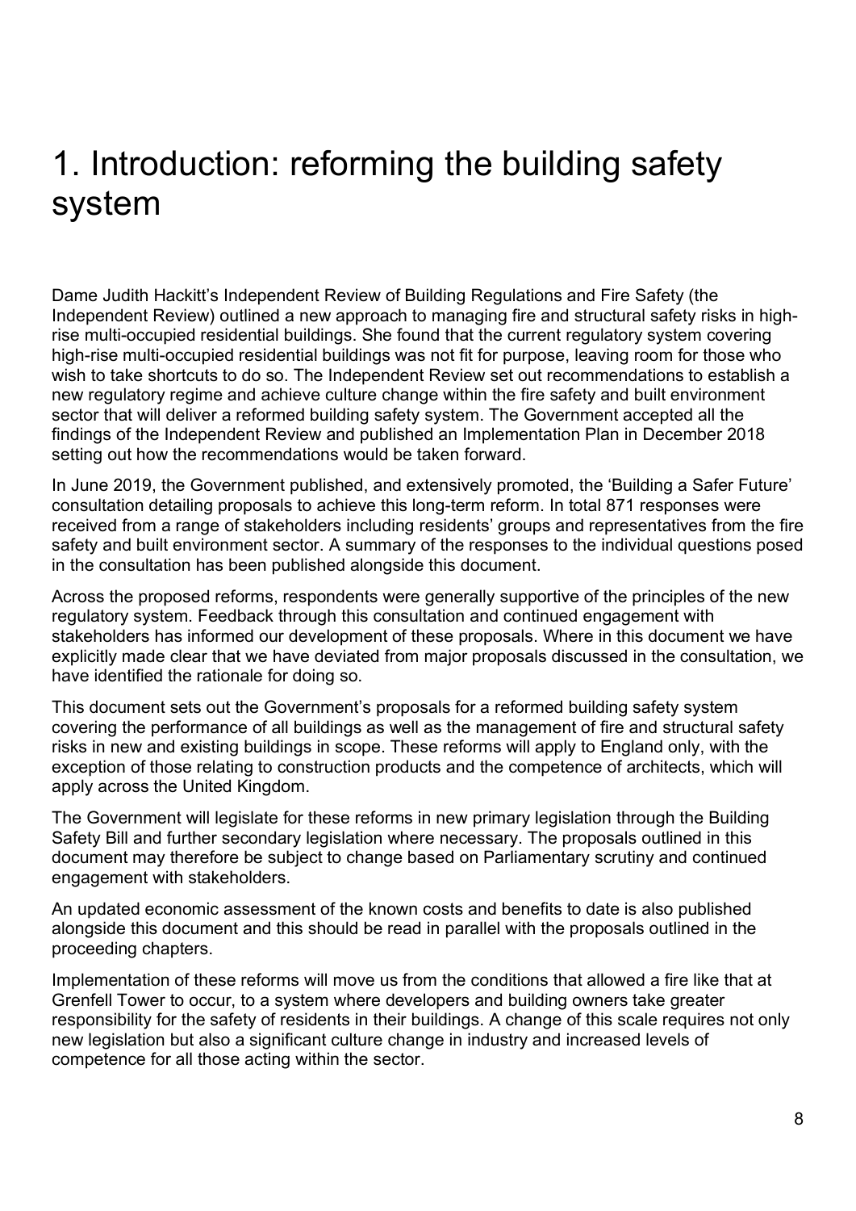# 1. Introduction: reforming the building safety system

Dame Judith Hackitt's Independent Review of Building Regulations and Fire Safety (the Independent Review) outlined a new approach to managing fire and structural safety risks in high-rise multi-occupied residential buildings. She found that the current regulatory system covering high-rise multi-occupied residential buildings was not fit for purpose, leaving room for those who wish to take shortcuts to do so. The Independent Review set out recommendations to establish a new regulatory regime and achieve culture change within the fire safety and built environment sector that will deliver a reformed building safety system. The Government accepted all the findings of the Independent Review and published an Implementation Plan in December 2018 setting out how the recommendations would be taken forward.

In June 2019, the Government published, and extensively promoted, the 'Building a Safer Future' consultation detailing proposals to achieve this long-term reform. In total 871 responses were received from a range of stakeholders including residents' groups and representatives from the fire safety and built environment sector. A summary of the responses to the individual questions posed in the consultation has been published alongside this document.

Across the proposed reforms, respondents were generally supportive of the principles of the new regulatory system. Feedback through this consultation and continued engagement with stakeholders has informed our development of these proposals. Where in this document we have explicitly made clear that we have deviated from major proposals discussed in the consultation, we have identified the rationale for doing so.

This document sets out the Government's proposals for a reformed building safety system covering the performance of all buildings as well as the management of fire and structural safety risks in new and existing buildings in scope. These reforms will apply to England only, with the exception of those relating to construction products and the competence of architects, which will apply across the United Kingdom.

The Government will legislate for these reforms in new primary legislation through the Building Safety Bill and further secondary legislation where necessary. The proposals outlined in this document may therefore be subject to change based on Parliamentary scrutiny and continued engagement with stakeholders.

An updated economic assessment of the known costs and benefits to date is also published alongside this document and this should be read in parallel with the proposals outlined in the proceeding chapters.

Implementation of these reforms will move us from the conditions that allowed a fire like that at Grenfell Tower to occur, to a system where developers and building owners take greater responsibility for the safety of residents in their buildings. A change of this scale requires not only new legislation but also a significant culture change in industry and increased levels of competence for all those acting within the sector.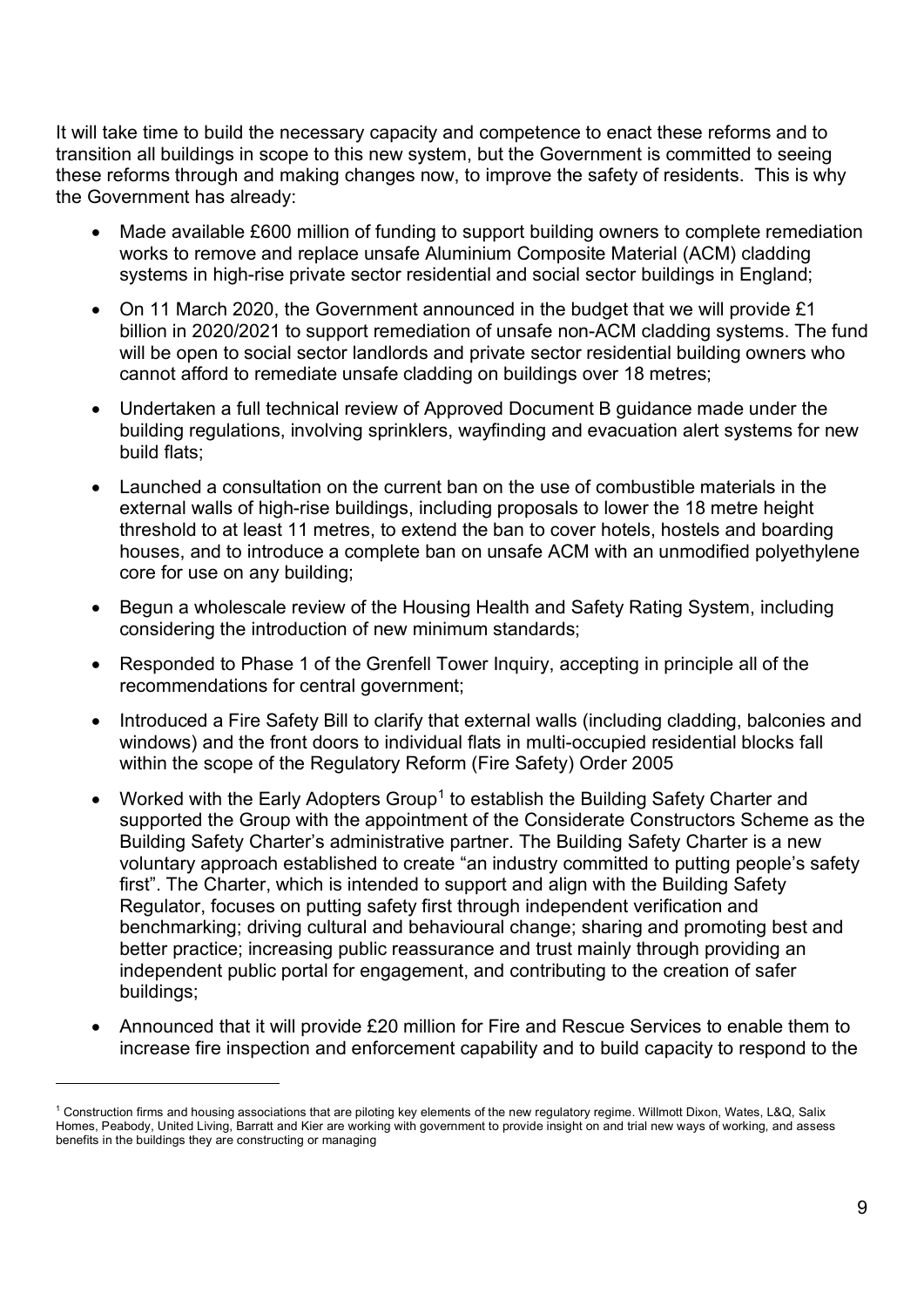It will take time to build the necessary capacity and competence to enact these reforms and to transition all buildings in scope to this new system, but the Government is committed to seeing these reforms through and making changes now, to improve the safety of residents. This is why the Government has already:

- Made available £600 million of funding to support building owners to complete remediation works to remove and replace unsafe Aluminium Composite Material (ACM) cladding systems in high-rise private sector residential and social sector buildings in England;
- On 11 March 2020, the Government announced in the budget that we will provide £1 billion in 2020/2021 to support remediation of unsafe non-ACM cladding systems. The fund will be open to social sector landlords and private sector residential building owners who cannot afford to remediate unsafe cladding on buildings over 18 metres;
- Undertaken a full technical review of Approved Document B guidance made under the building regulations, involving sprinklers, wayfinding and evacuation alert systems for new build flats;
- Launched a consultation on the current ban on the use of combustible materials in the external walls of high-rise buildings, including proposals to lower the 18 metre height threshold to at least 11 metres, to extend the ban to cover hotels, hostels and boarding houses, and to introduce a complete ban on unsafe ACM with an unmodified polyethylene core for use on any building;
- Begun a wholescale review of the Housing Health and Safety Rating System, including considering the introduction of new minimum standards;
- Responded to Phase 1 of the Grenfell Tower Inquiry, accepting in principle all of the recommendations for central government;
- Introduced a Fire Safety Bill to clarify that external walls (including cladding, balconies and windows) and the front doors to individual flats in multi-occupied residential blocks fall within the scope of the Regulatory Reform (Fire Safety) Order 2005
- Worked with the Early Adopters Group[1] to establish the Building Safety Charter and supported the Group with the appointment of the Considerate Constructors Scheme as the Building Safety Charter's administrative partner. The Building Safety Charter is a new voluntary approach established to create "an industry committed to putting people's safety first". The Charter, which is intended to support and align with the Building Safety Regulator, focuses on putting safety first through independent verification and benchmarking; driving cultural and behavioural change; sharing and promoting best and better practice; increasing public reassurance and trust mainly through providing an independent public portal for engagement, and contributing to the creation of safer buildings;
- Announced that it will provide £20 million for Fire and Rescue Services to enable them to increase fire inspection and enforcement capability and to build capacity to respond to the

[1] Construction firms and housing associations that are piloting key elements of the new regulatory regime. Willmott Dixon, Wates, L&Q, Salix Homes, Peabody, United Living, Barratt and Kier are working with government to provide insight on and trial new ways of working, and assess benefits in the buildings they are constructing or managing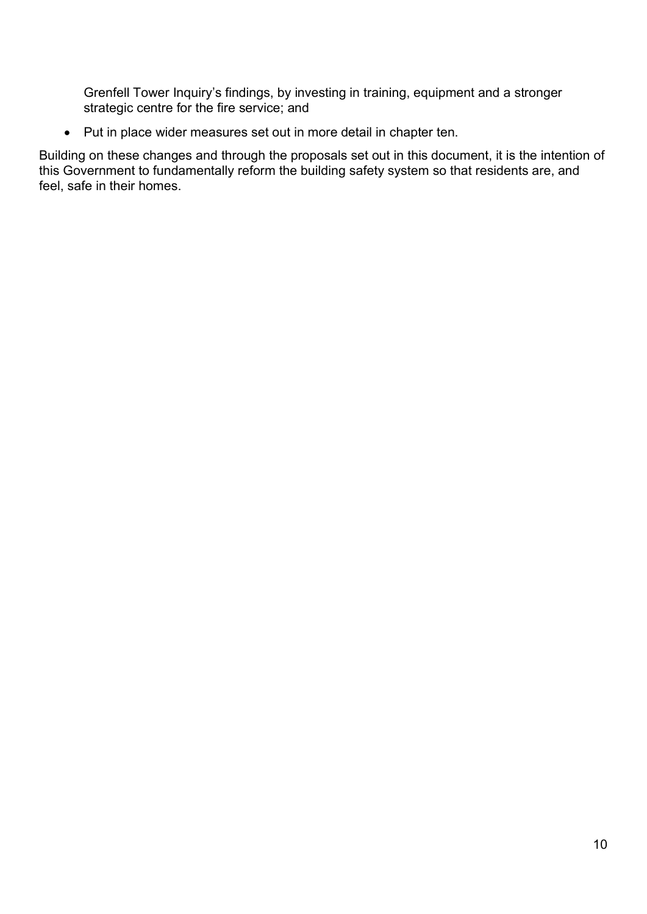Grenfell Tower Inquiry's findings, by investing in training, equipment and a stronger strategic centre for the fire service; and

- Put in place wider measures set out in more detail in chapter ten.

Building on these changes and through the proposals set out in this document, it is the intention of this Government to fundamentally reform the building safety system so that residents are, and feel, safe in their homes.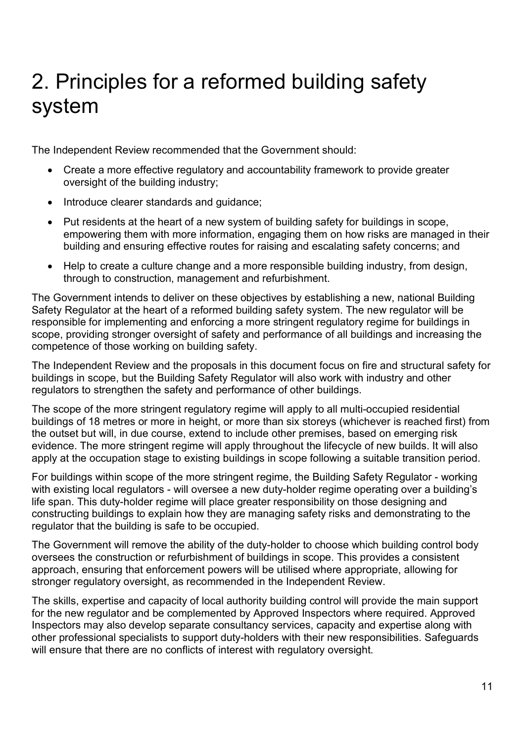# 2. Principles for a reformed building safety system

The Independent Review recommended that the Government should:

- Create a more effective regulatory and accountability framework to provide greater oversight of the building industry;
- Introduce clearer standards and guidance;
- Put residents at the heart of a new system of building safety for buildings in scope, empowering them with more information, engaging them on how risks are managed in their building and ensuring effective routes for raising and escalating safety concerns; and
- Help to create a culture change and a more responsible building industry, from design, through to construction, management and refurbishment.

The Government intends to deliver on these objectives by establishing a new, national Building Safety Regulator at the heart of a reformed building safety system. The new regulator will be responsible for implementing and enforcing a more stringent regulatory regime for buildings in scope, providing stronger oversight of safety and performance of all buildings and increasing the competence of those working on building safety.

The Independent Review and the proposals in this document focus on fire and structural safety for buildings in scope, but the Building Safety Regulator will also work with industry and other regulators to strengthen the safety and performance of other buildings.

The scope of the more stringent regulatory regime will apply to all multi-occupied residential buildings of 18 metres or more in height, or more than six storeys (whichever is reached first) from the outset but will, in due course, extend to include other premises, based on emerging risk evidence. The more stringent regime will apply throughout the lifecycle of new builds. It will also apply at the occupation stage to existing buildings in scope following a suitable transition period.

For buildings within scope of the more stringent regime, the Building Safety Regulator - working with existing local regulators - will oversee a new duty-holder regime operating over a building's life span. This duty-holder regime will place greater responsibility on those designing and constructing buildings to explain how they are managing safety risks and demonstrating to the regulator that the building is safe to be occupied.

The Government will remove the ability of the duty-holder to choose which building control body oversees the construction or refurbishment of buildings in scope. This provides a consistent approach, ensuring that enforcement powers will be utilised where appropriate, allowing for stronger regulatory oversight, as recommended in the Independent Review.

The skills, expertise and capacity of local authority building control will provide the main support for the new regulator and be complemented by Approved Inspectors where required. Approved Inspectors may also develop separate consultancy services, capacity and expertise along with other professional specialists to support duty-holders with their new responsibilities. Safeguards will ensure that there are no conflicts of interest with regulatory oversight.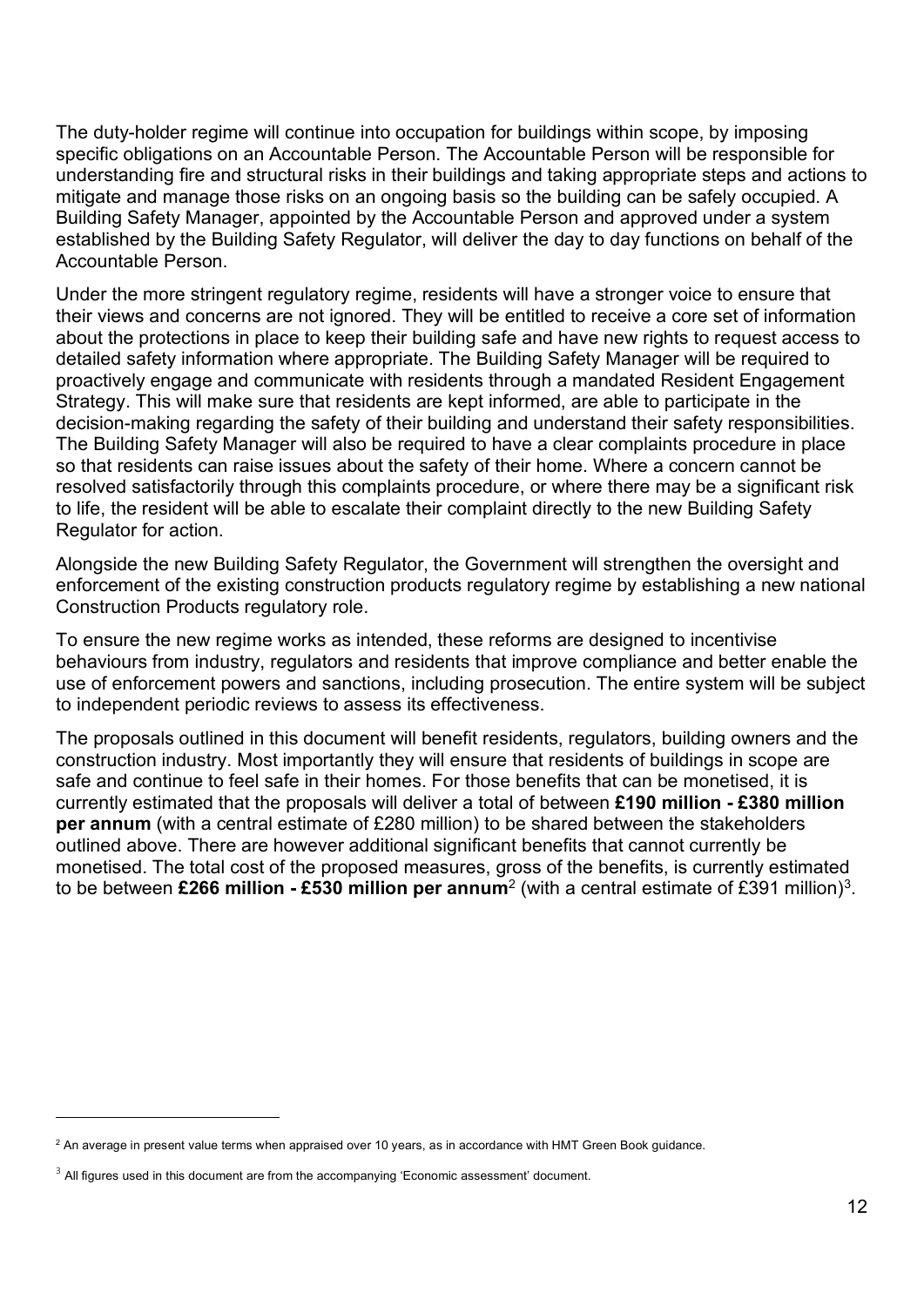The duty-holder regime will continue into occupation for buildings within scope, by imposing specific obligations on an Accountable Person. The Accountable Person will be responsible for understanding fire and structural risks in their buildings and taking appropriate steps and actions to mitigate and manage those risks on an ongoing basis so the building can be safely occupied. A Building Safety Manager, appointed by the Accountable Person and approved under a system established by the Building Safety Regulator, will deliver the day to day functions on behalf of the Accountable Person.

Under the more stringent regulatory regime, residents will have a stronger voice to ensure that their views and concerns are not ignored. They will be entitled to receive a core set of information about the protections in place to keep their building safe and have new rights to request access to detailed safety information where appropriate. The Building Safety Manager will be required to proactively engage and communicate with residents through a mandated Resident Engagement Strategy. This will make sure that residents are kept informed, are able to participate in the decision-making regarding the safety of their building and understand their safety responsibilities. The Building Safety Manager will also be required to have a clear complaints procedure in place so that residents can raise issues about the safety of their home. Where a concern cannot be resolved satisfactorily through this complaints procedure, or where there may be a significant risk to life, the resident will be able to escalate their complaint directly to the new Building Safety Regulator for action.

Alongside the new Building Safety Regulator, the Government will strengthen the oversight and enforcement of the existing construction products regulatory regime by establishing a new national Construction Products regulatory role.

To ensure the new regime works as intended, these reforms are designed to incentivise behaviours from industry, regulators and residents that improve compliance and better enable the use of enforcement powers and sanctions, including prosecution. The entire system will be subject to independent periodic reviews to assess its effectiveness.

The proposals outlined in this document will benefit residents, regulators, building owners and the construction industry. Most importantly they will ensure that residents of buildings in scope are safe and continue to feel safe in their homes. For those benefits that can be monetised, it is currently estimated that the proposals will deliver a total of between **£190 million - £380 million per annum** (with a central estimate of £280 million) to be shared between the stakeholders outlined above. There are however additional significant benefits that cannot currently be monetised. The total cost of the proposed measures, gross of the benefits, is currently estimated to be between **£266 million - £530 million per annum**[2] (with a central estimate of £391 million)[3].

[2] An average in present value terms when appraised over 10 years, as in accordance with HMT Green Book guidance.

[3] All figures used in this document are from the accompanying 'Economic assessment' document.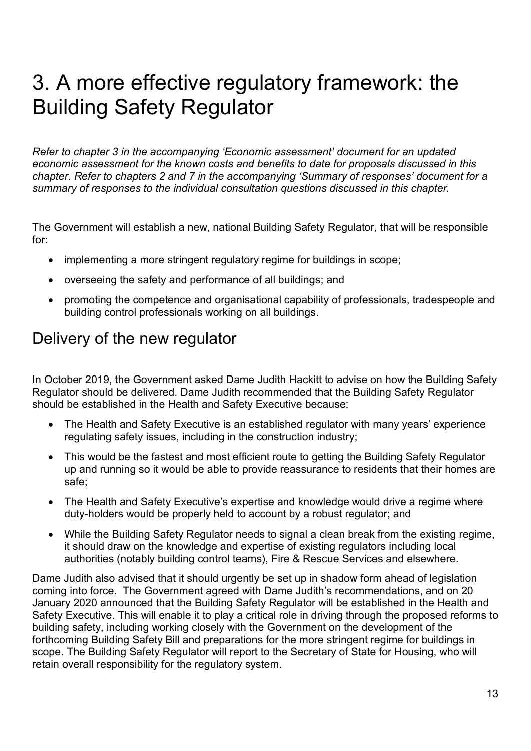# 3. A more effective regulatory framework: the Building Safety Regulator

*Refer to chapter 3 in the accompanying 'Economic assessment' document for an updated economic assessment for the known costs and benefits to date for proposals discussed in this chapter. Refer to chapters 2 and 7 in the accompanying 'Summary of responses' document for a summary of responses to the individual consultation questions discussed in this chapter.*

The Government will establish a new, national Building Safety Regulator, that will be responsible for:

- implementing a more stringent regulatory regime for buildings in scope;
- overseeing the safety and performance of all buildings; and
- promoting the competence and organisational capability of professionals, tradespeople and building control professionals working on all buildings.

## Delivery of the new regulator

In October 2019, the Government asked Dame Judith Hackitt to advise on how the Building Safety Regulator should be delivered. Dame Judith recommended that the Building Safety Regulator should be established in the Health and Safety Executive because:

- The Health and Safety Executive is an established regulator with many years' experience regulating safety issues, including in the construction industry;
- This would be the fastest and most efficient route to getting the Building Safety Regulator up and running so it would be able to provide reassurance to residents that their homes are safe;
- The Health and Safety Executive's expertise and knowledge would drive a regime where duty-holders would be properly held to account by a robust regulator; and
- While the Building Safety Regulator needs to signal a clean break from the existing regime, it should draw on the knowledge and expertise of existing regulators including local authorities (notably building control teams), Fire & Rescue Services and elsewhere.

Dame Judith also advised that it should urgently be set up in shadow form ahead of legislation coming into force. The Government agreed with Dame Judith's recommendations, and on 20 January 2020 announced that the Building Safety Regulator will be established in the Health and Safety Executive. This will enable it to play a critical role in driving through the proposed reforms to building safety, including working closely with the Government on the development of the forthcoming Building Safety Bill and preparations for the more stringent regime for buildings in scope. The Building Safety Regulator will report to the Secretary of State for Housing, who will retain overall responsibility for the regulatory system.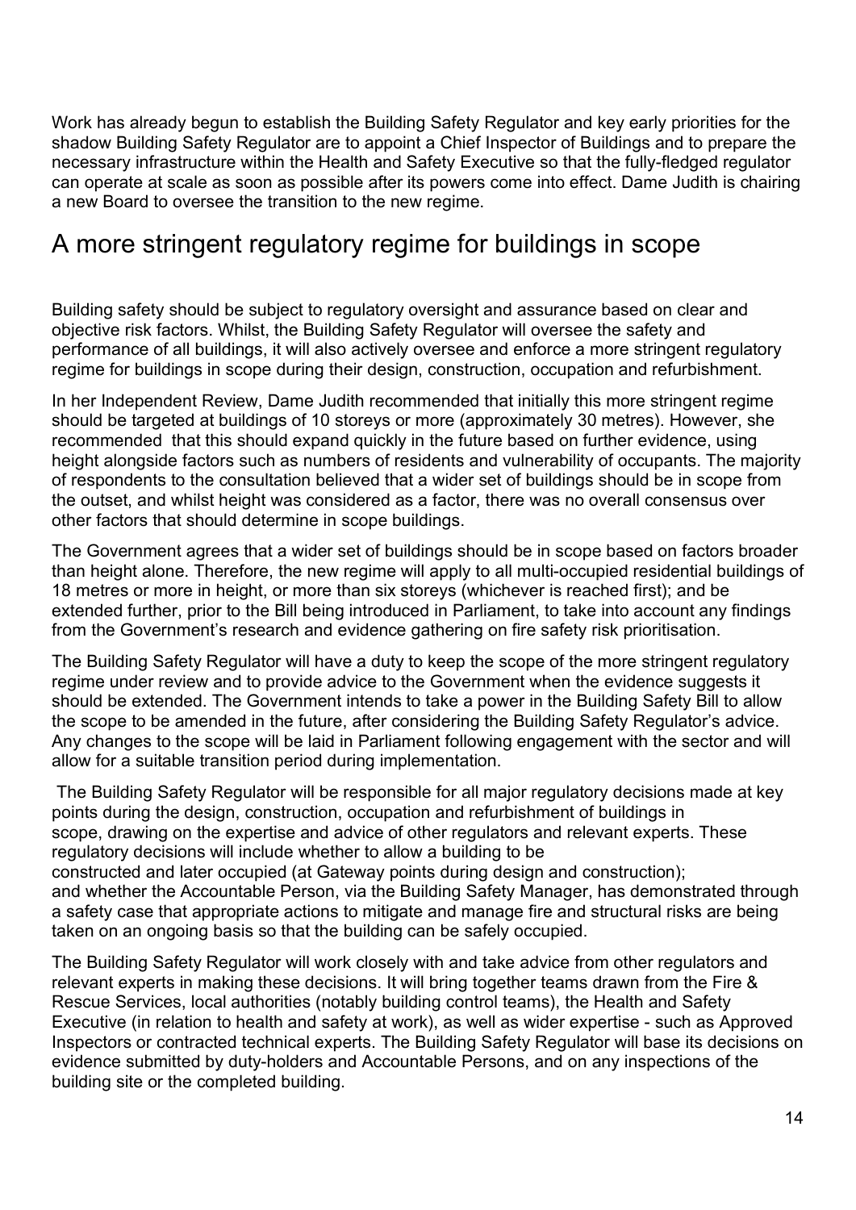Work has already begun to establish the Building Safety Regulator and key early priorities for the shadow Building Safety Regulator are to appoint a Chief Inspector of Buildings and to prepare the necessary infrastructure within the Health and Safety Executive so that the fully-fledged regulator can operate at scale as soon as possible after its powers come into effect. Dame Judith is chairing a new Board to oversee the transition to the new regime.

## A more stringent regulatory regime for buildings in scope

Building safety should be subject to regulatory oversight and assurance based on clear and objective risk factors. Whilst, the Building Safety Regulator will oversee the safety and performance of all buildings, it will also actively oversee and enforce a more stringent regulatory regime for buildings in scope during their design, construction, occupation and refurbishment.

In her Independent Review, Dame Judith recommended that initially this more stringent regime should be targeted at buildings of 10 storeys or more (approximately 30 metres). However, she recommended that this should expand quickly in the future based on further evidence, using height alongside factors such as numbers of residents and vulnerability of occupants. The majority of respondents to the consultation believed that a wider set of buildings should be in scope from the outset, and whilst height was considered as a factor, there was no overall consensus over other factors that should determine in scope buildings.

The Government agrees that a wider set of buildings should be in scope based on factors broader than height alone. Therefore, the new regime will apply to all multi-occupied residential buildings of 18 metres or more in height, or more than six storeys (whichever is reached first); and be extended further, prior to the Bill being introduced in Parliament, to take into account any findings from the Government's research and evidence gathering on fire safety risk prioritisation.

The Building Safety Regulator will have a duty to keep the scope of the more stringent regulatory regime under review and to provide advice to the Government when the evidence suggests it should be extended. The Government intends to take a power in the Building Safety Bill to allow the scope to be amended in the future, after considering the Building Safety Regulator's advice. Any changes to the scope will be laid in Parliament following engagement with the sector and will allow for a suitable transition period during implementation.

The Building Safety Regulator will be responsible for all major regulatory decisions made at key points during the design, construction, occupation and refurbishment of buildings in scope, drawing on the expertise and advice of other regulators and relevant experts. These regulatory decisions will include whether to allow a building to be constructed and later occupied (at Gateway points during design and construction); and whether the Accountable Person, via the Building Safety Manager, has demonstrated through a safety case that appropriate actions to mitigate and manage fire and structural risks are being taken on an ongoing basis so that the building can be safely occupied.

The Building Safety Regulator will work closely with and take advice from other regulators and relevant experts in making these decisions. It will bring together teams drawn from the Fire & Rescue Services, local authorities (notably building control teams), the Health and Safety Executive (in relation to health and safety at work), as well as wider expertise - such as Approved Inspectors or contracted technical experts. The Building Safety Regulator will base its decisions on evidence submitted by duty-holders and Accountable Persons, and on any inspections of the building site or the completed building.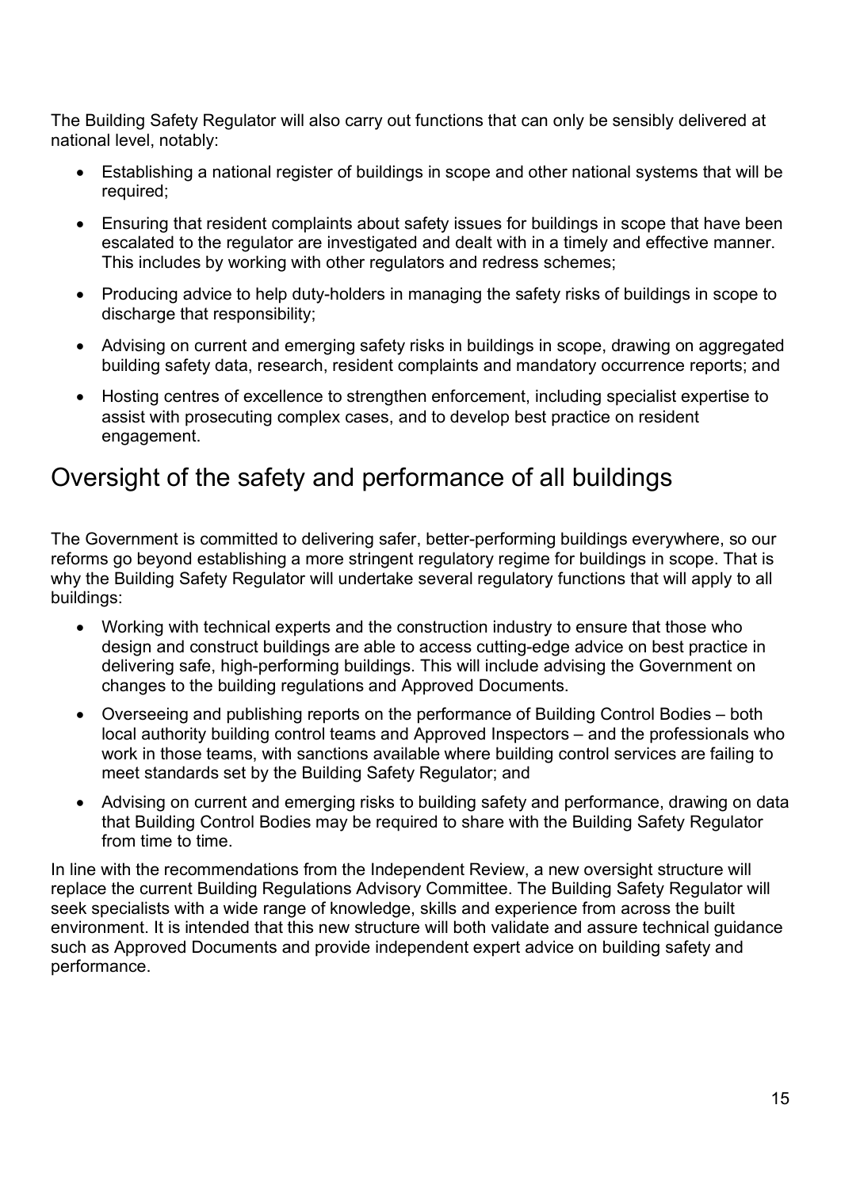The Building Safety Regulator will also carry out functions that can only be sensibly delivered at national level, notably:

- Establishing a national register of buildings in scope and other national systems that will be required;
- Ensuring that resident complaints about safety issues for buildings in scope that have been escalated to the regulator are investigated and dealt with in a timely and effective manner. This includes by working with other regulators and redress schemes;
- Producing advice to help duty-holders in managing the safety risks of buildings in scope to discharge that responsibility;
- Advising on current and emerging safety risks in buildings in scope, drawing on aggregated building safety data, research, resident complaints and mandatory occurrence reports; and
- Hosting centres of excellence to strengthen enforcement, including specialist expertise to assist with prosecuting complex cases, and to develop best practice on resident engagement.

## Oversight of the safety and performance of all buildings

The Government is committed to delivering safer, better-performing buildings everywhere, so our reforms go beyond establishing a more stringent regulatory regime for buildings in scope. That is why the Building Safety Regulator will undertake several regulatory functions that will apply to all buildings:

- Working with technical experts and the construction industry to ensure that those who design and construct buildings are able to access cutting-edge advice on best practice in delivering safe, high-performing buildings. This will include advising the Government on changes to the building regulations and Approved Documents.
- Overseeing and publishing reports on the performance of Building Control Bodies – both local authority building control teams and Approved Inspectors – and the professionals who work in those teams, with sanctions available where building control services are failing to meet standards set by the Building Safety Regulator; and
- Advising on current and emerging risks to building safety and performance, drawing on data that Building Control Bodies may be required to share with the Building Safety Regulator from time to time.

In line with the recommendations from the Independent Review, a new oversight structure will replace the current Building Regulations Advisory Committee. The Building Safety Regulator will seek specialists with a wide range of knowledge, skills and experience from across the built environment. It is intended that this new structure will both validate and assure technical guidance such as Approved Documents and provide independent expert advice on building safety and performance.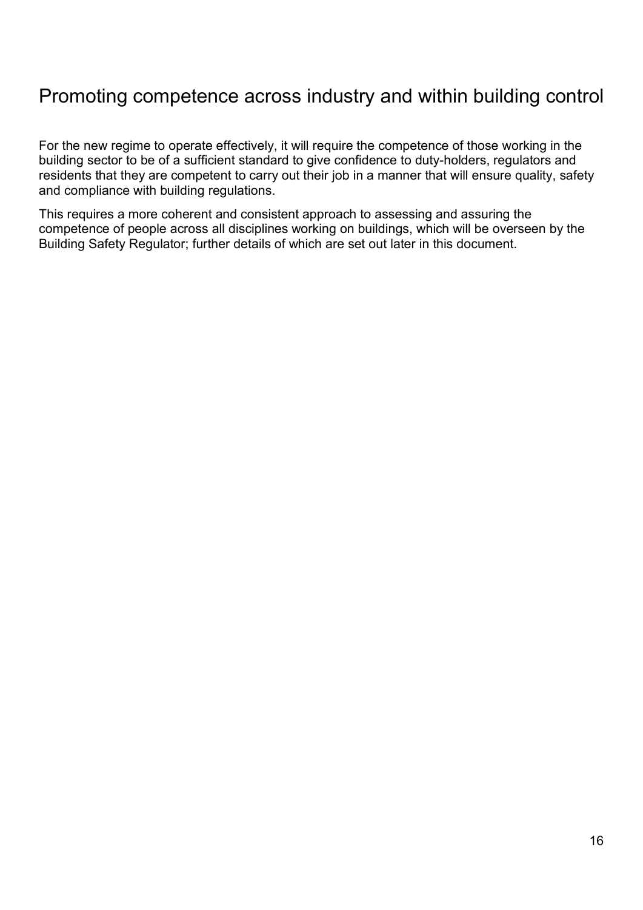## Promoting competence across industry and within building control

For the new regime to operate effectively, it will require the competence of those working in the building sector to be of a sufficient standard to give confidence to duty-holders, regulators and residents that they are competent to carry out their job in a manner that will ensure quality, safety and compliance with building regulations.

This requires a more coherent and consistent approach to assessing and assuring the competence of people across all disciplines working on buildings, which will be overseen by the Building Safety Regulator; further details of which are set out later in this document.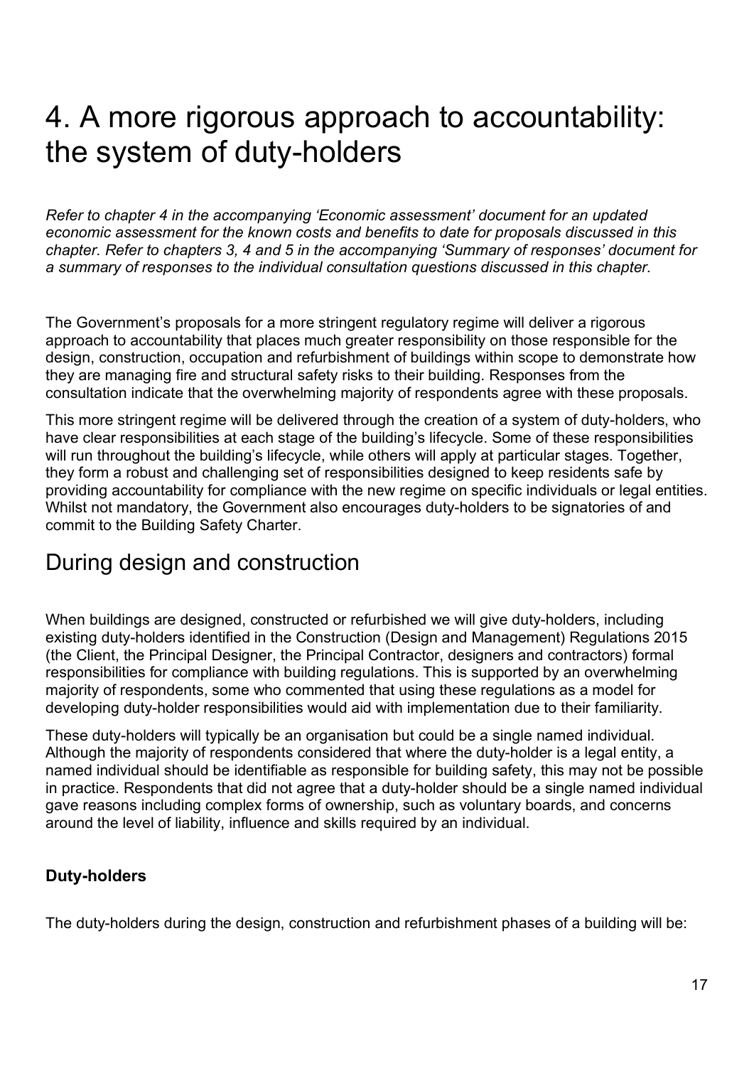# 4. A more rigorous approach to accountability: the system of duty-holders

*Refer to chapter 4 in the accompanying 'Economic assessment' document for an updated economic assessment for the known costs and benefits to date for proposals discussed in this chapter. Refer to chapters 3, 4 and 5 in the accompanying 'Summary of responses' document for a summary of responses to the individual consultation questions discussed in this chapter.*

The Government's proposals for a more stringent regulatory regime will deliver a rigorous approach to accountability that places much greater responsibility on those responsible for the design, construction, occupation and refurbishment of buildings within scope to demonstrate how they are managing fire and structural safety risks to their building. Responses from the consultation indicate that the overwhelming majority of respondents agree with these proposals.

This more stringent regime will be delivered through the creation of a system of duty-holders, who have clear responsibilities at each stage of the building's lifecycle. Some of these responsibilities will run throughout the building's lifecycle, while others will apply at particular stages. Together, they form a robust and challenging set of responsibilities designed to keep residents safe by providing accountability for compliance with the new regime on specific individuals or legal entities. Whilst not mandatory, the Government also encourages duty-holders to be signatories of and commit to the Building Safety Charter.

## During design and construction

When buildings are designed, constructed or refurbished we will give duty-holders, including existing duty-holders identified in the Construction (Design and Management) Regulations 2015 (the Client, the Principal Designer, the Principal Contractor, designers and contractors) formal responsibilities for compliance with building regulations. This is supported by an overwhelming majority of respondents, some who commented that using these regulations as a model for developing duty-holder responsibilities would aid with implementation due to their familiarity.

These duty-holders will typically be an organisation but could be a single named individual. Although the majority of respondents considered that where the duty-holder is a legal entity, a named individual should be identifiable as responsible for building safety, this may not be possible in practice. Respondents that did not agree that a duty-holder should be a single named individual gave reasons including complex forms of ownership, such as voluntary boards, and concerns around the level of liability, influence and skills required by an individual.

### Duty-holders

The duty-holders during the design, construction and refurbishment phases of a building will be: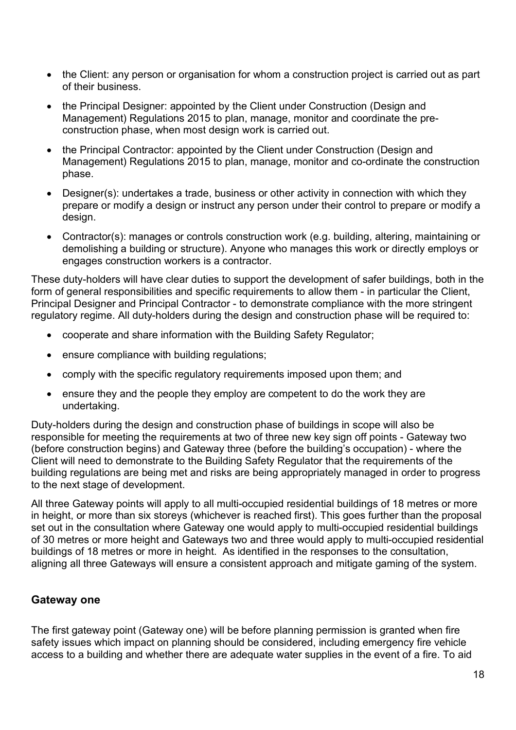- the Client: any person or organisation for whom a construction project is carried out as part of their business.
- the Principal Designer: appointed by the Client under Construction (Design and Management) Regulations 2015 to plan, manage, monitor and coordinate the pre-construction phase, when most design work is carried out.
- the Principal Contractor: appointed by the Client under Construction (Design and Management) Regulations 2015 to plan, manage, monitor and co-ordinate the construction phase.
- Designer(s): undertakes a trade, business or other activity in connection with which they prepare or modify a design or instruct any person under their control to prepare or modify a design.
- Contractor(s): manages or controls construction work (e.g. building, altering, maintaining or demolishing a building or structure). Anyone who manages this work or directly employs or engages construction workers is a contractor.

These duty-holders will have clear duties to support the development of safer buildings, both in the form of general responsibilities and specific requirements to allow them - in particular the Client, Principal Designer and Principal Contractor - to demonstrate compliance with the more stringent regulatory regime. All duty-holders during the design and construction phase will be required to:

- cooperate and share information with the Building Safety Regulator;
- ensure compliance with building regulations;
- comply with the specific regulatory requirements imposed upon them; and
- ensure they and the people they employ are competent to do the work they are undertaking.

Duty-holders during the design and construction phase of buildings in scope will also be responsible for meeting the requirements at two of three new key sign off points - Gateway two (before construction begins) and Gateway three (before the building's occupation) - where the Client will need to demonstrate to the Building Safety Regulator that the requirements of the building regulations are being met and risks are being appropriately managed in order to progress to the next stage of development.

All three Gateway points will apply to all multi-occupied residential buildings of 18 metres or more in height, or more than six storeys (whichever is reached first). This goes further than the proposal set out in the consultation where Gateway one would apply to multi-occupied residential buildings of 30 metres or more height and Gateways two and three would apply to multi-occupied residential buildings of 18 metres or more in height. As identified in the responses to the consultation, aligning all three Gateways will ensure a consistent approach and mitigate gaming of the system.

### Gateway one

The first gateway point (Gateway one) will be before planning permission is granted when fire safety issues which impact on planning should be considered, including emergency fire vehicle access to a building and whether there are adequate water supplies in the event of a fire. To aid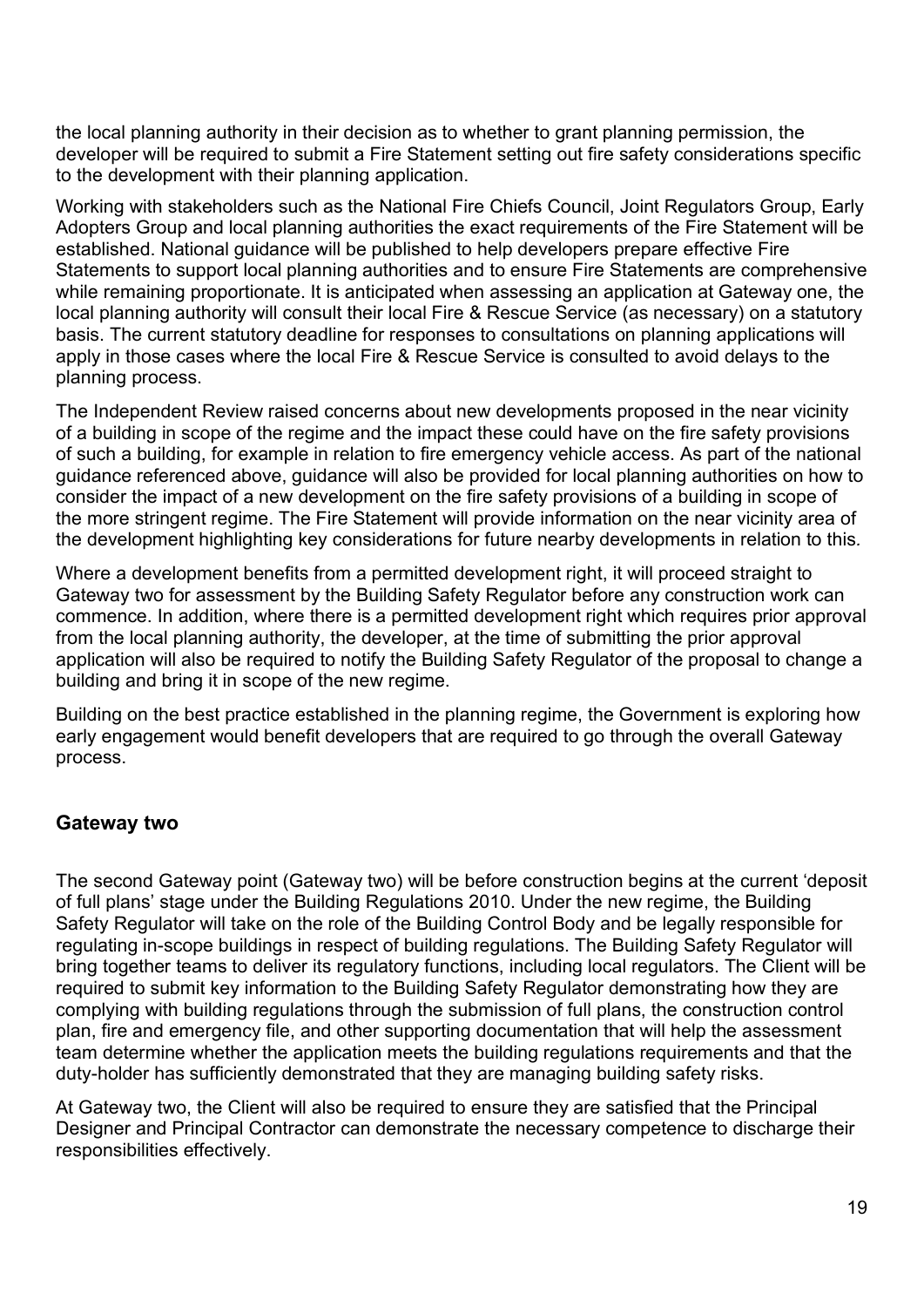the local planning authority in their decision as to whether to grant planning permission, the developer will be required to submit a Fire Statement setting out fire safety considerations specific to the development with their planning application.

Working with stakeholders such as the National Fire Chiefs Council, Joint Regulators Group, Early Adopters Group and local planning authorities the exact requirements of the Fire Statement will be established. National guidance will be published to help developers prepare effective Fire Statements to support local planning authorities and to ensure Fire Statements are comprehensive while remaining proportionate. It is anticipated when assessing an application at Gateway one, the local planning authority will consult their local Fire & Rescue Service (as necessary) on a statutory basis. The current statutory deadline for responses to consultations on planning applications will apply in those cases where the local Fire & Rescue Service is consulted to avoid delays to the planning process.

The Independent Review raised concerns about new developments proposed in the near vicinity of a building in scope of the regime and the impact these could have on the fire safety provisions of such a building, for example in relation to fire emergency vehicle access. As part of the national guidance referenced above, guidance will also be provided for local planning authorities on how to consider the impact of a new development on the fire safety provisions of a building in scope of the more stringent regime. The Fire Statement will provide information on the near vicinity area of the development highlighting key considerations for future nearby developments in relation to this.

Where a development benefits from a permitted development right, it will proceed straight to Gateway two for assessment by the Building Safety Regulator before any construction work can commence. In addition, where there is a permitted development right which requires prior approval from the local planning authority, the developer, at the time of submitting the prior approval application will also be required to notify the Building Safety Regulator of the proposal to change a building and bring it in scope of the new regime.

Building on the best practice established in the planning regime, the Government is exploring how early engagement would benefit developers that are required to go through the overall Gateway process.

### Gateway two

The second Gateway point (Gateway two) will be before construction begins at the current 'deposit of full plans' stage under the Building Regulations 2010. Under the new regime, the Building Safety Regulator will take on the role of the Building Control Body and be legally responsible for regulating in-scope buildings in respect of building regulations. The Building Safety Regulator will bring together teams to deliver its regulatory functions, including local regulators. The Client will be required to submit key information to the Building Safety Regulator demonstrating how they are complying with building regulations through the submission of full plans, the construction control plan, fire and emergency file, and other supporting documentation that will help the assessment team determine whether the application meets the building regulations requirements and that the duty-holder has sufficiently demonstrated that they are managing building safety risks.

At Gateway two, the Client will also be required to ensure they are satisfied that the Principal Designer and Principal Contractor can demonstrate the necessary competence to discharge their responsibilities effectively.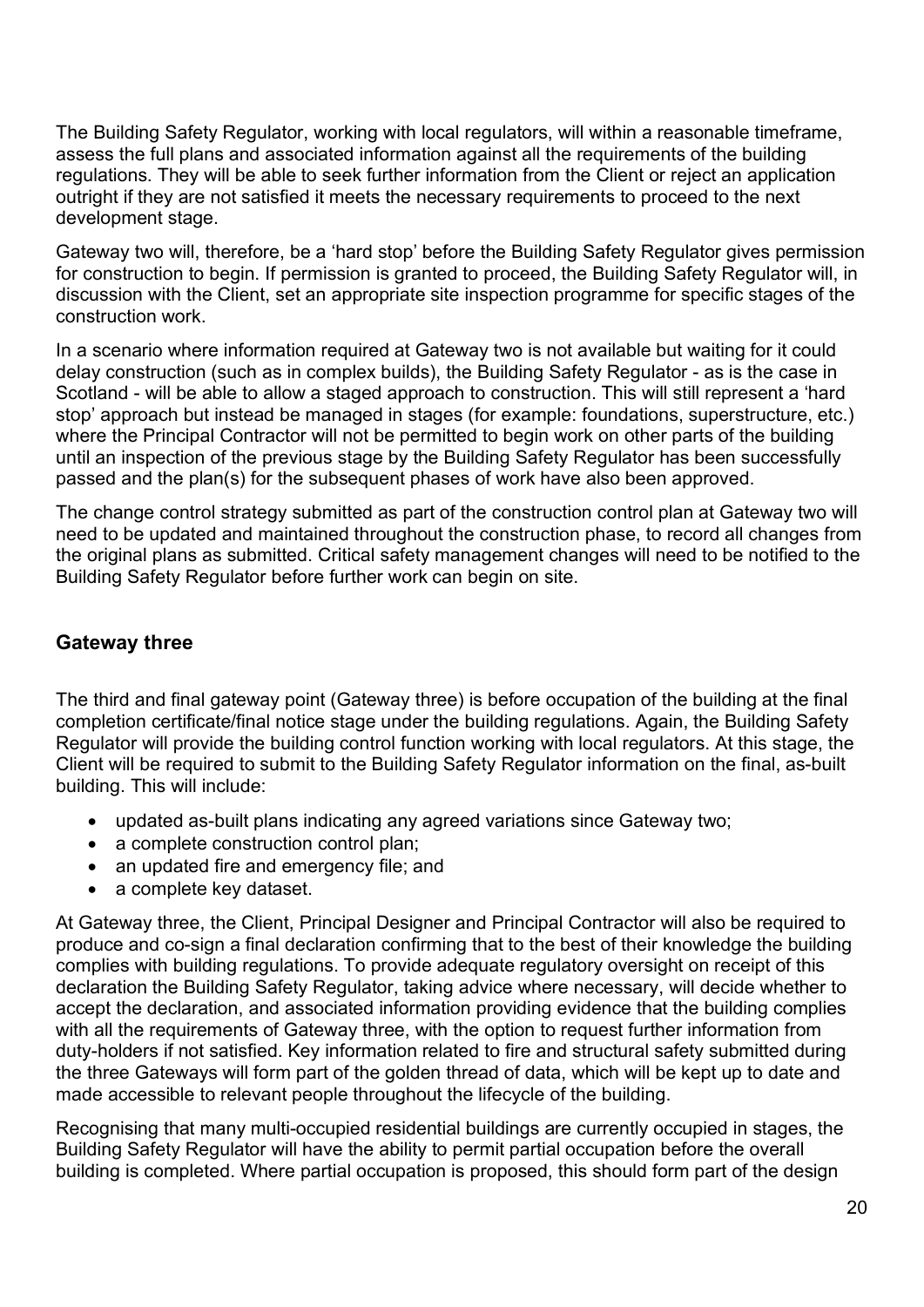The Building Safety Regulator, working with local regulators, will within a reasonable timeframe, assess the full plans and associated information against all the requirements of the building regulations. They will be able to seek further information from the Client or reject an application outright if they are not satisfied it meets the necessary requirements to proceed to the next development stage.

Gateway two will, therefore, be a 'hard stop' before the Building Safety Regulator gives permission for construction to begin. If permission is granted to proceed, the Building Safety Regulator will, in discussion with the Client, set an appropriate site inspection programme for specific stages of the construction work.

In a scenario where information required at Gateway two is not available but waiting for it could delay construction (such as in complex builds), the Building Safety Regulator - as is the case in Scotland - will be able to allow a staged approach to construction. This will still represent a 'hard stop' approach but instead be managed in stages (for example: foundations, superstructure, etc.) where the Principal Contractor will not be permitted to begin work on other parts of the building until an inspection of the previous stage by the Building Safety Regulator has been successfully passed and the plan(s) for the subsequent phases of work have also been approved.

The change control strategy submitted as part of the construction control plan at Gateway two will need to be updated and maintained throughout the construction phase, to record all changes from the original plans as submitted. Critical safety management changes will need to be notified to the Building Safety Regulator before further work can begin on site.

### Gateway three

The third and final gateway point (Gateway three) is before occupation of the building at the final completion certificate/final notice stage under the building regulations. Again, the Building Safety Regulator will provide the building control function working with local regulators. At this stage, the Client will be required to submit to the Building Safety Regulator information on the final, as-built building. This will include:

- updated as-built plans indicating any agreed variations since Gateway two;
- a complete construction control plan;
- an updated fire and emergency file; and
- a complete key dataset.

At Gateway three, the Client, Principal Designer and Principal Contractor will also be required to produce and co-sign a final declaration confirming that to the best of their knowledge the building complies with building regulations. To provide adequate regulatory oversight on receipt of this declaration the Building Safety Regulator, taking advice where necessary, will decide whether to accept the declaration, and associated information providing evidence that the building complies with all the requirements of Gateway three, with the option to request further information from duty-holders if not satisfied. Key information related to fire and structural safety submitted during the three Gateways will form part of the golden thread of data, which will be kept up to date and made accessible to relevant people throughout the lifecycle of the building.

Recognising that many multi-occupied residential buildings are currently occupied in stages, the Building Safety Regulator will have the ability to permit partial occupation before the overall building is completed. Where partial occupation is proposed, this should form part of the design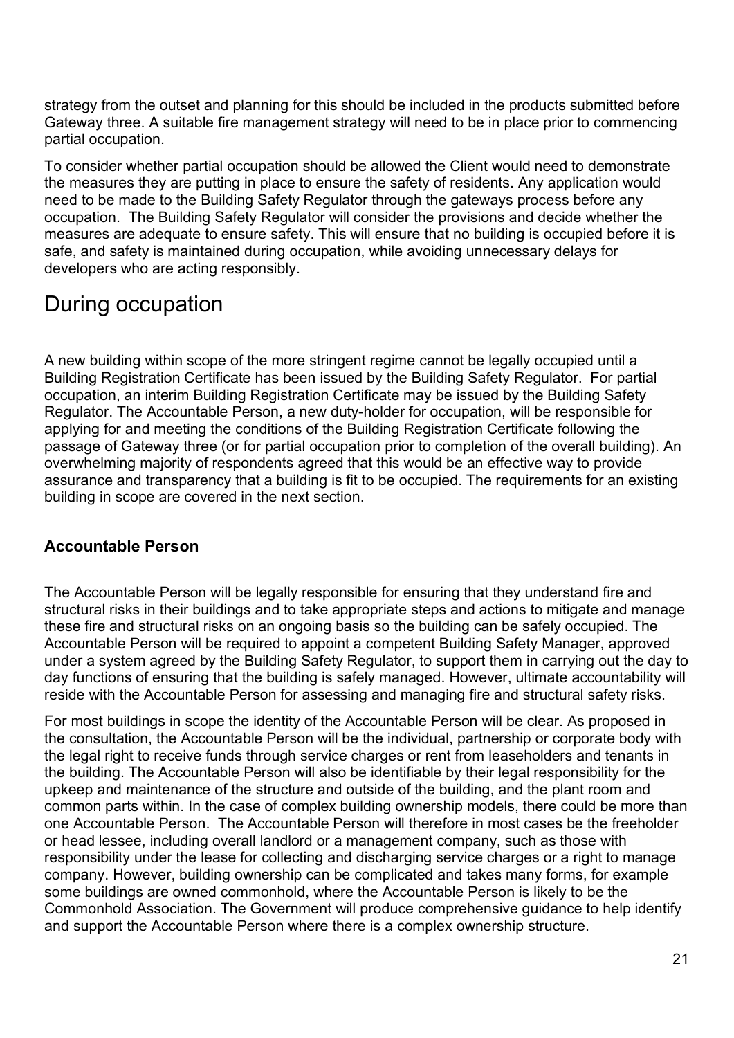strategy from the outset and planning for this should be included in the products submitted before Gateway three. A suitable fire management strategy will need to be in place prior to commencing partial occupation.

To consider whether partial occupation should be allowed the Client would need to demonstrate the measures they are putting in place to ensure the safety of residents. Any application would need to be made to the Building Safety Regulator through the gateways process before any occupation. The Building Safety Regulator will consider the provisions and decide whether the measures are adequate to ensure safety. This will ensure that no building is occupied before it is safe, and safety is maintained during occupation, while avoiding unnecessary delays for developers who are acting responsibly.

# During occupation

A new building within scope of the more stringent regime cannot be legally occupied until a Building Registration Certificate has been issued by the Building Safety Regulator. For partial occupation, an interim Building Registration Certificate may be issued by the Building Safety Regulator. The Accountable Person, a new duty-holder for occupation, will be responsible for applying for and meeting the conditions of the Building Registration Certificate following the passage of Gateway three (or for partial occupation prior to completion of the overall building). An overwhelming majority of respondents agreed that this would be an effective way to provide assurance and transparency that a building is fit to be occupied. The requirements for an existing building in scope are covered in the next section.

### Accountable Person

The Accountable Person will be legally responsible for ensuring that they understand fire and structural risks in their buildings and to take appropriate steps and actions to mitigate and manage these fire and structural risks on an ongoing basis so the building can be safely occupied. The Accountable Person will be required to appoint a competent Building Safety Manager, approved under a system agreed by the Building Safety Regulator, to support them in carrying out the day to day functions of ensuring that the building is safely managed. However, ultimate accountability will reside with the Accountable Person for assessing and managing fire and structural safety risks.

For most buildings in scope the identity of the Accountable Person will be clear. As proposed in the consultation, the Accountable Person will be the individual, partnership or corporate body with the legal right to receive funds through service charges or rent from leaseholders and tenants in the building. The Accountable Person will also be identifiable by their legal responsibility for the upkeep and maintenance of the structure and outside of the building, and the plant room and common parts within. In the case of complex building ownership models, there could be more than one Accountable Person. The Accountable Person will therefore in most cases be the freeholder or head lessee, including overall landlord or a management company, such as those with responsibility under the lease for collecting and discharging service charges or a right to manage company. However, building ownership can be complicated and takes many forms, for example some buildings are owned commonhold, where the Accountable Person is likely to be the Commonhold Association. The Government will produce comprehensive guidance to help identify and support the Accountable Person where there is a complex ownership structure.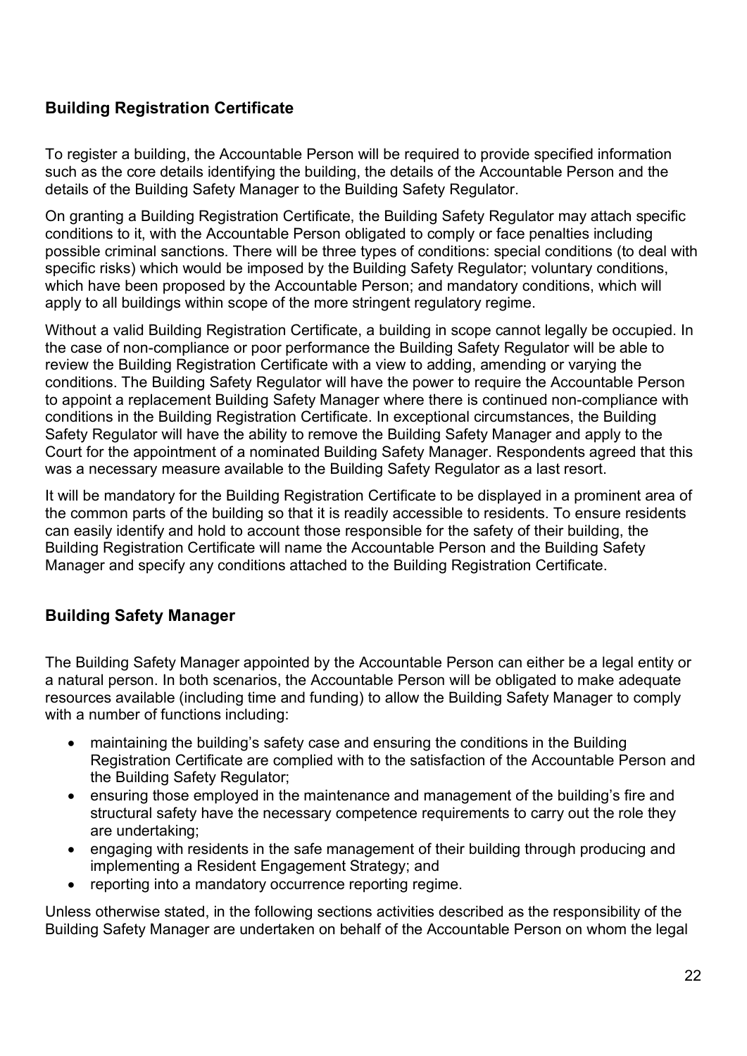### Building Registration Certificate

To register a building, the Accountable Person will be required to provide specified information such as the core details identifying the building, the details of the Accountable Person and the details of the Building Safety Manager to the Building Safety Regulator.

On granting a Building Registration Certificate, the Building Safety Regulator may attach specific conditions to it, with the Accountable Person obligated to comply or face penalties including possible criminal sanctions. There will be three types of conditions: special conditions (to deal with specific risks) which would be imposed by the Building Safety Regulator; voluntary conditions, which have been proposed by the Accountable Person; and mandatory conditions, which will apply to all buildings within scope of the more stringent regulatory regime.

Without a valid Building Registration Certificate, a building in scope cannot legally be occupied. In the case of non-compliance or poor performance the Building Safety Regulator will be able to review the Building Registration Certificate with a view to adding, amending or varying the conditions. The Building Safety Regulator will have the power to require the Accountable Person to appoint a replacement Building Safety Manager where there is continued non-compliance with conditions in the Building Registration Certificate. In exceptional circumstances, the Building Safety Regulator will have the ability to remove the Building Safety Manager and apply to the Court for the appointment of a nominated Building Safety Manager. Respondents agreed that this was a necessary measure available to the Building Safety Regulator as a last resort.

It will be mandatory for the Building Registration Certificate to be displayed in a prominent area of the common parts of the building so that it is readily accessible to residents. To ensure residents can easily identify and hold to account those responsible for the safety of their building, the Building Registration Certificate will name the Accountable Person and the Building Safety Manager and specify any conditions attached to the Building Registration Certificate.

### Building Safety Manager

The Building Safety Manager appointed by the Accountable Person can either be a legal entity or a natural person. In both scenarios, the Accountable Person will be obligated to make adequate resources available (including time and funding) to allow the Building Safety Manager to comply with a number of functions including:

- maintaining the building's safety case and ensuring the conditions in the Building Registration Certificate are complied with to the satisfaction of the Accountable Person and the Building Safety Regulator;
- ensuring those employed in the maintenance and management of the building's fire and structural safety have the necessary competence requirements to carry out the role they are undertaking;
- engaging with residents in the safe management of their building through producing and implementing a Resident Engagement Strategy; and
- reporting into a mandatory occurrence reporting regime.

Unless otherwise stated, in the following sections activities described as the responsibility of the Building Safety Manager are undertaken on behalf of the Accountable Person on whom the legal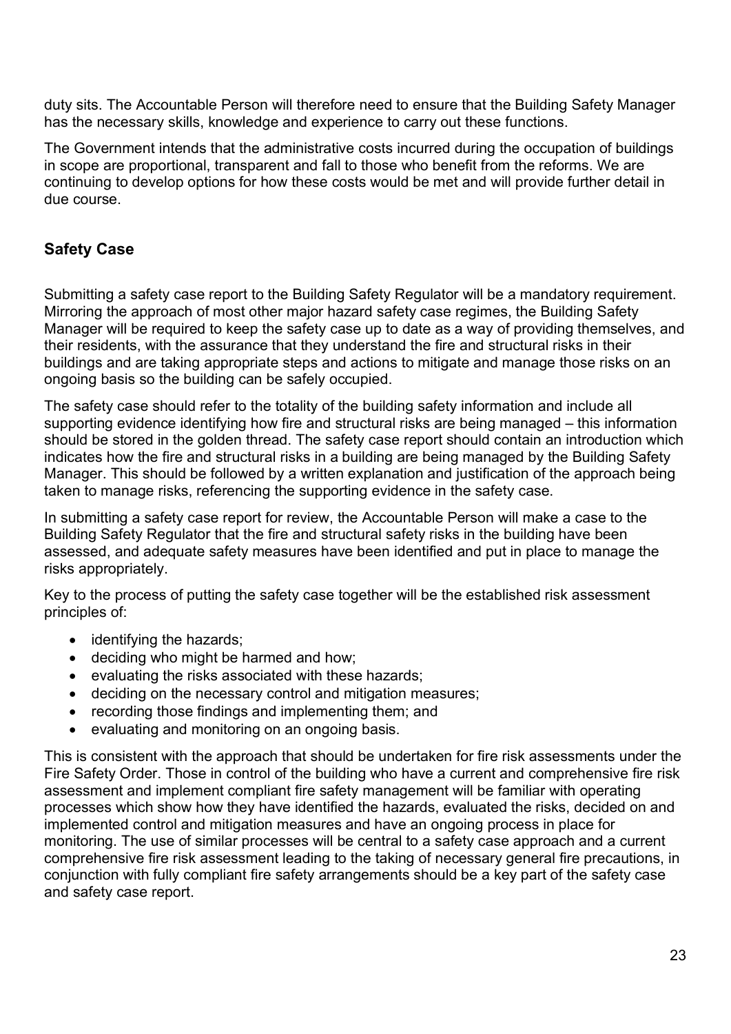duty sits. The Accountable Person will therefore need to ensure that the Building Safety Manager has the necessary skills, knowledge and experience to carry out these functions.

The Government intends that the administrative costs incurred during the occupation of buildings in scope are proportional, transparent and fall to those who benefit from the reforms. We are continuing to develop options for how these costs would be met and will provide further detail in due course.

## Safety Case

Submitting a safety case report to the Building Safety Regulator will be a mandatory requirement. Mirroring the approach of most other major hazard safety case regimes, the Building Safety Manager will be required to keep the safety case up to date as a way of providing themselves, and their residents, with the assurance that they understand the fire and structural risks in their buildings and are taking appropriate steps and actions to mitigate and manage those risks on an ongoing basis so the building can be safely occupied.

The safety case should refer to the totality of the building safety information and include all supporting evidence identifying how fire and structural risks are being managed – this information should be stored in the golden thread. The safety case report should contain an introduction which indicates how the fire and structural risks in a building are being managed by the Building Safety Manager. This should be followed by a written explanation and justification of the approach being taken to manage risks, referencing the supporting evidence in the safety case.

In submitting a safety case report for review, the Accountable Person will make a case to the Building Safety Regulator that the fire and structural safety risks in the building have been assessed, and adequate safety measures have been identified and put in place to manage the risks appropriately.

Key to the process of putting the safety case together will be the established risk assessment principles of:

- identifying the hazards;
- deciding who might be harmed and how;
- evaluating the risks associated with these hazards;
- deciding on the necessary control and mitigation measures;
- recording those findings and implementing them; and
- evaluating and monitoring on an ongoing basis.

This is consistent with the approach that should be undertaken for fire risk assessments under the Fire Safety Order. Those in control of the building who have a current and comprehensive fire risk assessment and implement compliant fire safety management will be familiar with operating processes which show how they have identified the hazards, evaluated the risks, decided on and implemented control and mitigation measures and have an ongoing process in place for monitoring. The use of similar processes will be central to a safety case approach and a current comprehensive fire risk assessment leading to the taking of necessary general fire precautions, in conjunction with fully compliant fire safety arrangements should be a key part of the safety case and safety case report.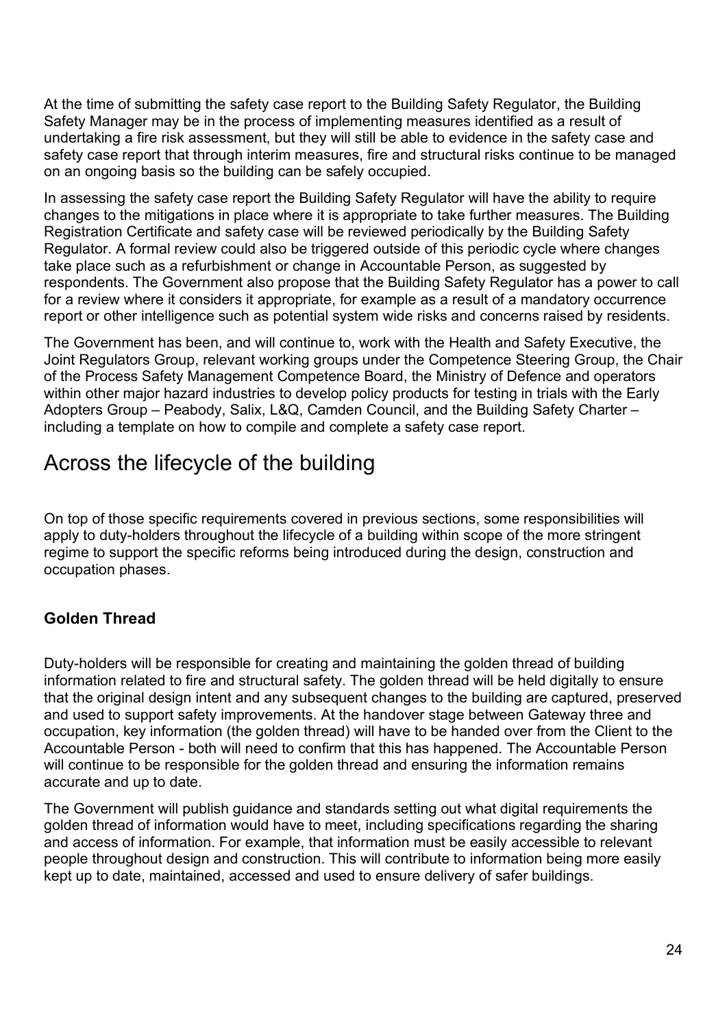At the time of submitting the safety case report to the Building Safety Regulator, the Building Safety Manager may be in the process of implementing measures identified as a result of undertaking a fire risk assessment, but they will still be able to evidence in the safety case and safety case report that through interim measures, fire and structural risks continue to be managed on an ongoing basis so the building can be safely occupied.

In assessing the safety case report the Building Safety Regulator will have the ability to require changes to the mitigations in place where it is appropriate to take further measures. The Building Registration Certificate and safety case will be reviewed periodically by the Building Safety Regulator. A formal review could also be triggered outside of this periodic cycle where changes take place such as a refurbishment or change in Accountable Person, as suggested by respondents. The Government also propose that the Building Safety Regulator has a power to call for a review where it considers it appropriate, for example as a result of a mandatory occurrence report or other intelligence such as potential system wide risks and concerns raised by residents.

The Government has been, and will continue to, work with the Health and Safety Executive, the Joint Regulators Group, relevant working groups under the Competence Steering Group, the Chair of the Process Safety Management Competence Board, the Ministry of Defence and operators within other major hazard industries to develop policy products for testing in trials with the Early Adopters Group – Peabody, Salix, L&Q, Camden Council, and the Building Safety Charter – including a template on how to compile and complete a safety case report.

# Across the lifecycle of the building

On top of those specific requirements covered in previous sections, some responsibilities will apply to duty-holders throughout the lifecycle of a building within scope of the more stringent regime to support the specific reforms being introduced during the design, construction and occupation phases.

### Golden Thread

Duty-holders will be responsible for creating and maintaining the golden thread of building information related to fire and structural safety. The golden thread will be held digitally to ensure that the original design intent and any subsequent changes to the building are captured, preserved and used to support safety improvements. At the handover stage between Gateway three and occupation, key information (the golden thread) will have to be handed over from the Client to the Accountable Person - both will need to confirm that this has happened. The Accountable Person will continue to be responsible for the golden thread and ensuring the information remains accurate and up to date.

The Government will publish guidance and standards setting out what digital requirements the golden thread of information would have to meet, including specifications regarding the sharing and access of information. For example, that information must be easily accessible to relevant people throughout design and construction. This will contribute to information being more easily kept up to date, maintained, accessed and used to ensure delivery of safer buildings.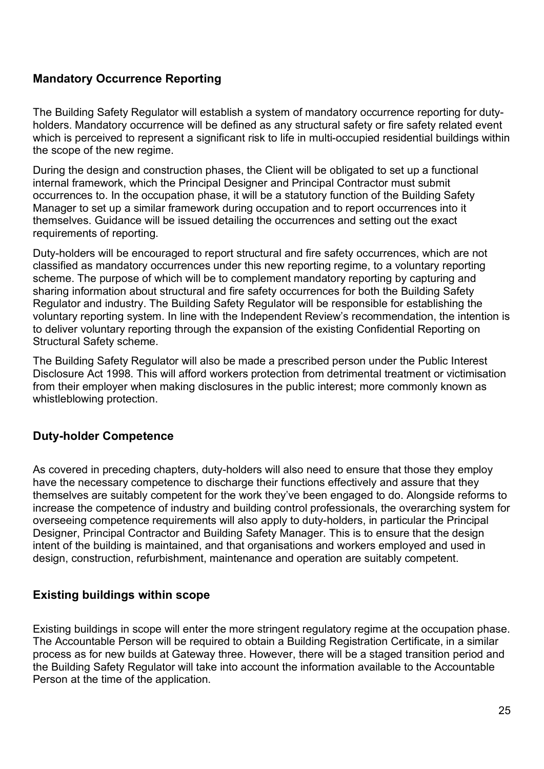## Mandatory Occurrence Reporting

The Building Safety Regulator will establish a system of mandatory occurrence reporting for duty-holders. Mandatory occurrence will be defined as any structural safety or fire safety related event which is perceived to represent a significant risk to life in multi-occupied residential buildings within the scope of the new regime.

During the design and construction phases, the Client will be obligated to set up a functional internal framework, which the Principal Designer and Principal Contractor must submit occurrences to. In the occupation phase, it will be a statutory function of the Building Safety Manager to set up a similar framework during occupation and to report occurrences into it themselves. Guidance will be issued detailing the occurrences and setting out the exact requirements of reporting.

Duty-holders will be encouraged to report structural and fire safety occurrences, which are not classified as mandatory occurrences under this new reporting regime, to a voluntary reporting scheme. The purpose of which will be to complement mandatory reporting by capturing and sharing information about structural and fire safety occurrences for both the Building Safety Regulator and industry. The Building Safety Regulator will be responsible for establishing the voluntary reporting system. In line with the Independent Review's recommendation, the intention is to deliver voluntary reporting through the expansion of the existing Confidential Reporting on Structural Safety scheme.

The Building Safety Regulator will also be made a prescribed person under the Public Interest Disclosure Act 1998. This will afford workers protection from detrimental treatment or victimisation from their employer when making disclosures in the public interest; more commonly known as whistleblowing protection.

## Duty-holder Competence

As covered in preceding chapters, duty-holders will also need to ensure that those they employ have the necessary competence to discharge their functions effectively and assure that they themselves are suitably competent for the work they've been engaged to do. Alongside reforms to increase the competence of industry and building control professionals, the overarching system for overseeing competence requirements will also apply to duty-holders, in particular the Principal Designer, Principal Contractor and Building Safety Manager. This is to ensure that the design intent of the building is maintained, and that organisations and workers employed and used in design, construction, refurbishment, maintenance and operation are suitably competent.

## Existing buildings within scope

Existing buildings in scope will enter the more stringent regulatory regime at the occupation phase. The Accountable Person will be required to obtain a Building Registration Certificate, in a similar process as for new builds at Gateway three. However, there will be a staged transition period and the Building Safety Regulator will take into account the information available to the Accountable Person at the time of the application.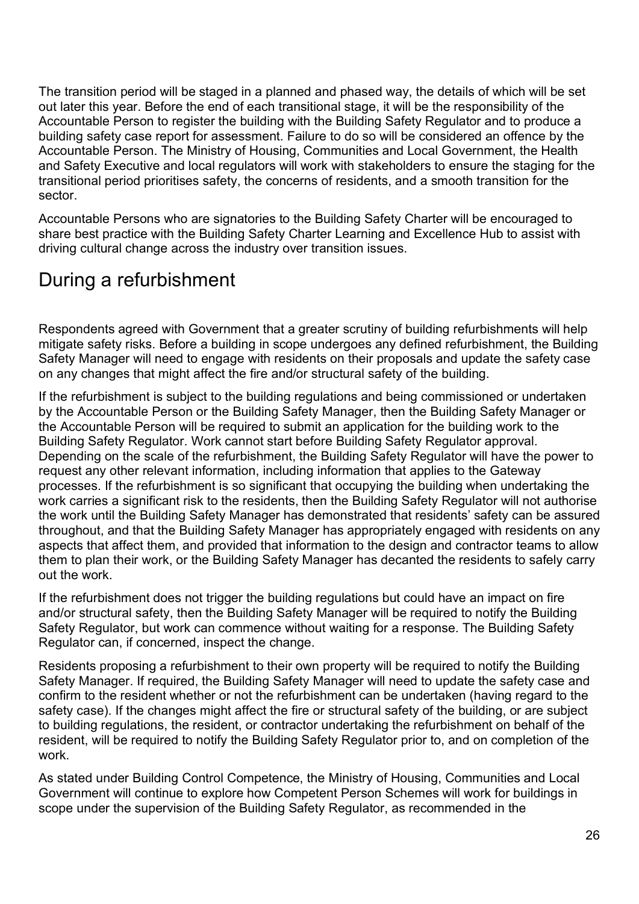The transition period will be staged in a planned and phased way, the details of which will be set out later this year. Before the end of each transitional stage, it will be the responsibility of the Accountable Person to register the building with the Building Safety Regulator and to produce a building safety case report for assessment. Failure to do so will be considered an offence by the Accountable Person. The Ministry of Housing, Communities and Local Government, the Health and Safety Executive and local regulators will work with stakeholders to ensure the staging for the transitional period prioritises safety, the concerns of residents, and a smooth transition for the sector.

Accountable Persons who are signatories to the Building Safety Charter will be encouraged to share best practice with the Building Safety Charter Learning and Excellence Hub to assist with driving cultural change across the industry over transition issues.

## During a refurbishment

Respondents agreed with Government that a greater scrutiny of building refurbishments will help mitigate safety risks. Before a building in scope undergoes any defined refurbishment, the Building Safety Manager will need to engage with residents on their proposals and update the safety case on any changes that might affect the fire and/or structural safety of the building.

If the refurbishment is subject to the building regulations and being commissioned or undertaken by the Accountable Person or the Building Safety Manager, then the Building Safety Manager or the Accountable Person will be required to submit an application for the building work to the Building Safety Regulator. Work cannot start before Building Safety Regulator approval. Depending on the scale of the refurbishment, the Building Safety Regulator will have the power to request any other relevant information, including information that applies to the Gateway processes. If the refurbishment is so significant that occupying the building when undertaking the work carries a significant risk to the residents, then the Building Safety Regulator will not authorise the work until the Building Safety Manager has demonstrated that residents' safety can be assured throughout, and that the Building Safety Manager has appropriately engaged with residents on any aspects that affect them, and provided that information to the design and contractor teams to allow them to plan their work, or the Building Safety Manager has decanted the residents to safely carry out the work.

If the refurbishment does not trigger the building regulations but could have an impact on fire and/or structural safety, then the Building Safety Manager will be required to notify the Building Safety Regulator, but work can commence without waiting for a response. The Building Safety Regulator can, if concerned, inspect the change.

Residents proposing a refurbishment to their own property will be required to notify the Building Safety Manager. If required, the Building Safety Manager will need to update the safety case and confirm to the resident whether or not the refurbishment can be undertaken (having regard to the safety case). If the changes might affect the fire or structural safety of the building, or are subject to building regulations, the resident, or contractor undertaking the refurbishment on behalf of the resident, will be required to notify the Building Safety Regulator prior to, and on completion of the work.

As stated under Building Control Competence, the Ministry of Housing, Communities and Local Government will continue to explore how Competent Person Schemes will work for buildings in scope under the supervision of the Building Safety Regulator, as recommended in the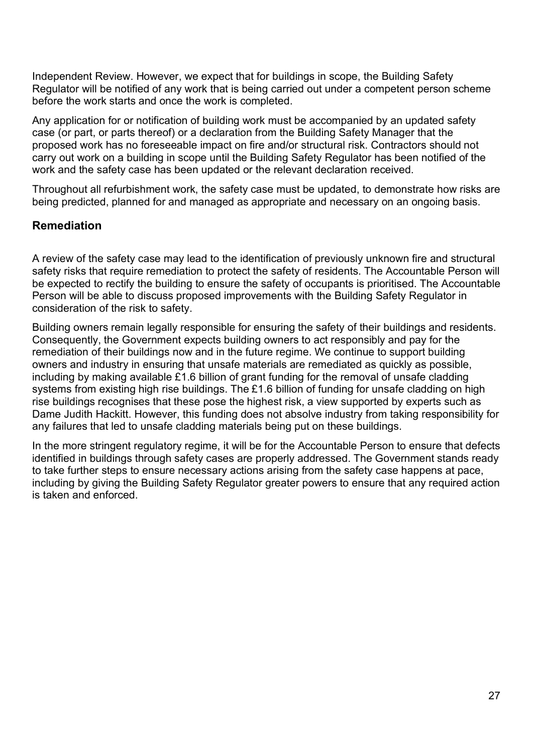Independent Review. However, we expect that for buildings in scope, the Building Safety Regulator will be notified of any work that is being carried out under a competent person scheme before the work starts and once the work is completed.

Any application for or notification of building work must be accompanied by an updated safety case (or part, or parts thereof) or a declaration from the Building Safety Manager that the proposed work has no foreseeable impact on fire and/or structural risk. Contractors should not carry out work on a building in scope until the Building Safety Regulator has been notified of the work and the safety case has been updated or the relevant declaration received.

Throughout all refurbishment work, the safety case must be updated, to demonstrate how risks are being predicted, planned for and managed as appropriate and necessary on an ongoing basis.

## Remediation

A review of the safety case may lead to the identification of previously unknown fire and structural safety risks that require remediation to protect the safety of residents. The Accountable Person will be expected to rectify the building to ensure the safety of occupants is prioritised. The Accountable Person will be able to discuss proposed improvements with the Building Safety Regulator in consideration of the risk to safety.

Building owners remain legally responsible for ensuring the safety of their buildings and residents. Consequently, the Government expects building owners to act responsibly and pay for the remediation of their buildings now and in the future regime. We continue to support building owners and industry in ensuring that unsafe materials are remediated as quickly as possible, including by making available £1.6 billion of grant funding for the removal of unsafe cladding systems from existing high rise buildings. The £1.6 billion of funding for unsafe cladding on high rise buildings recognises that these pose the highest risk, a view supported by experts such as Dame Judith Hackitt. However, this funding does not absolve industry from taking responsibility for any failures that led to unsafe cladding materials being put on these buildings.

In the more stringent regulatory regime, it will be for the Accountable Person to ensure that defects identified in buildings through safety cases are properly addressed. The Government stands ready to take further steps to ensure necessary actions arising from the safety case happens at pace, including by giving the Building Safety Regulator greater powers to ensure that any required action is taken and enforced.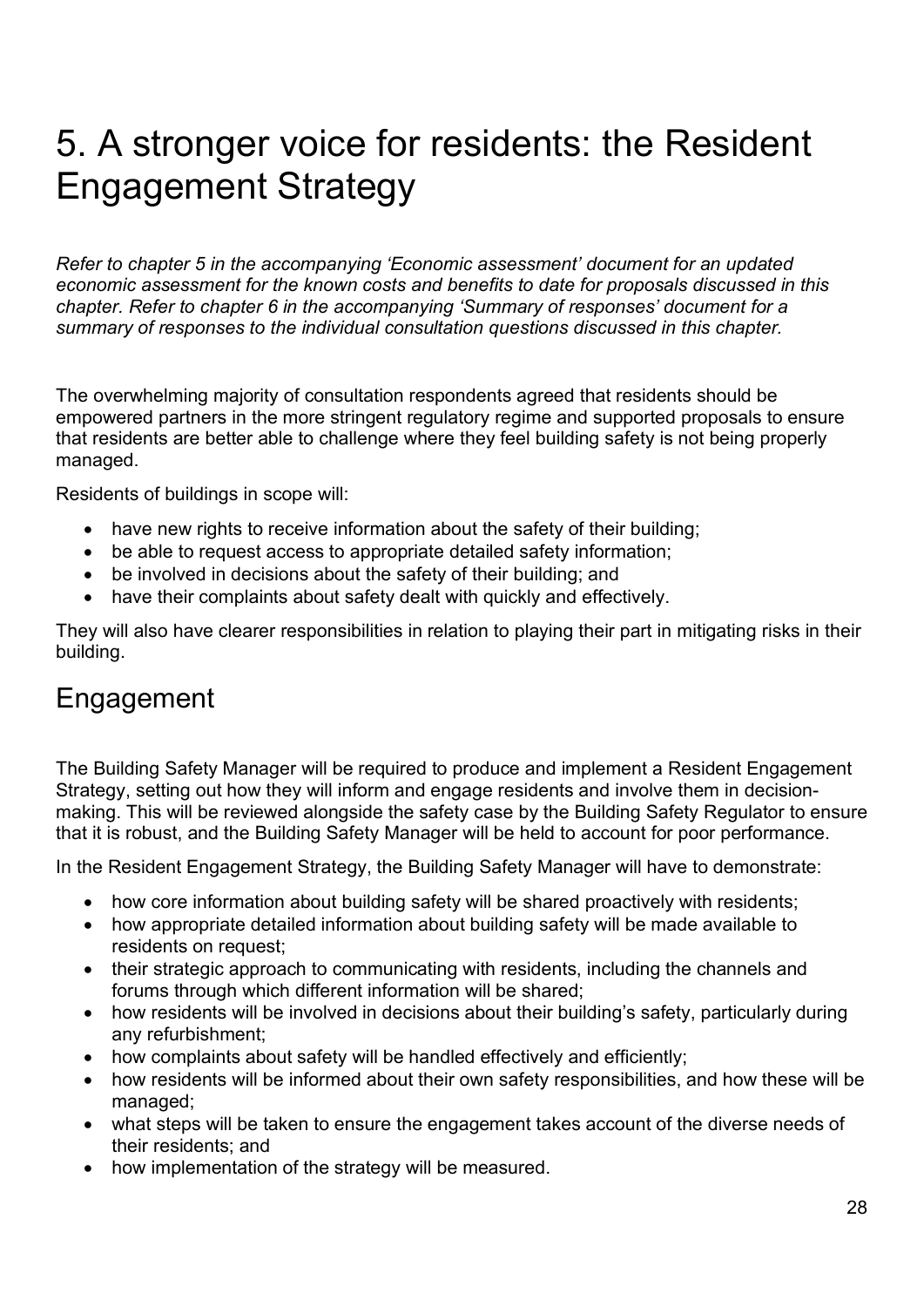# 5. A stronger voice for residents: the Resident Engagement Strategy

*Refer to chapter 5 in the accompanying 'Economic assessment' document for an updated economic assessment for the known costs and benefits to date for proposals discussed in this chapter. Refer to chapter 6 in the accompanying 'Summary of responses' document for a summary of responses to the individual consultation questions discussed in this chapter.*

The overwhelming majority of consultation respondents agreed that residents should be empowered partners in the more stringent regulatory regime and supported proposals to ensure that residents are better able to challenge where they feel building safety is not being properly managed.

Residents of buildings in scope will:

- have new rights to receive information about the safety of their building;
- be able to request access to appropriate detailed safety information;
- be involved in decisions about the safety of their building; and
- have their complaints about safety dealt with quickly and effectively.

They will also have clearer responsibilities in relation to playing their part in mitigating risks in their building.

## Engagement

The Building Safety Manager will be required to produce and implement a Resident Engagement Strategy, setting out how they will inform and engage residents and involve them in decision-making. This will be reviewed alongside the safety case by the Building Safety Regulator to ensure that it is robust, and the Building Safety Manager will be held to account for poor performance.

In the Resident Engagement Strategy, the Building Safety Manager will have to demonstrate:

- how core information about building safety will be shared proactively with residents;
- how appropriate detailed information about building safety will be made available to residents on request;
- their strategic approach to communicating with residents, including the channels and forums through which different information will be shared;
- how residents will be involved in decisions about their building's safety, particularly during any refurbishment;
- how complaints about safety will be handled effectively and efficiently;
- how residents will be informed about their own safety responsibilities, and how these will be managed;
- what steps will be taken to ensure the engagement takes account of the diverse needs of their residents; and
- how implementation of the strategy will be measured.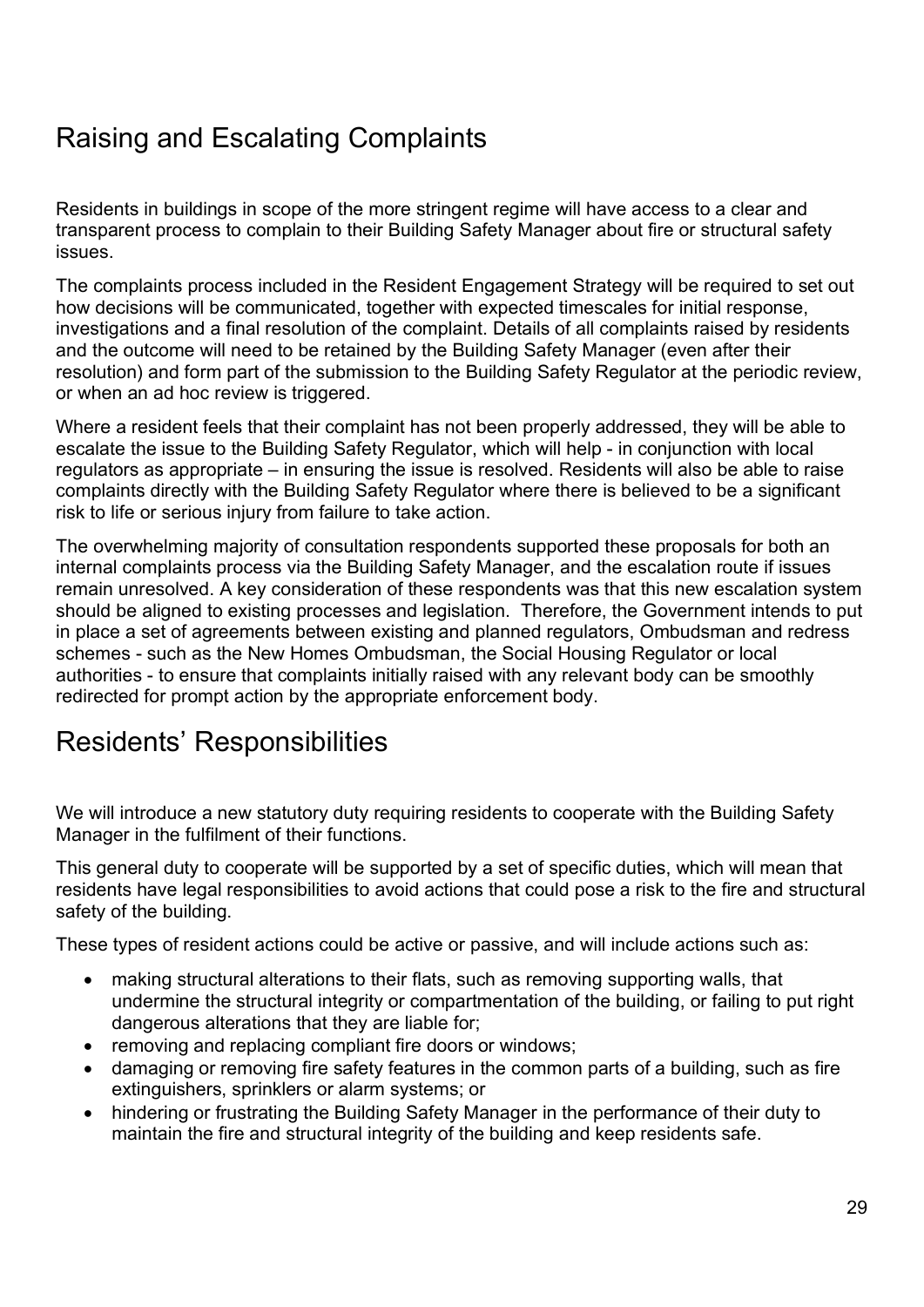## Raising and Escalating Complaints

Residents in buildings in scope of the more stringent regime will have access to a clear and transparent process to complain to their Building Safety Manager about fire or structural safety issues.

The complaints process included in the Resident Engagement Strategy will be required to set out how decisions will be communicated, together with expected timescales for initial response, investigations and a final resolution of the complaint. Details of all complaints raised by residents and the outcome will need to be retained by the Building Safety Manager (even after their resolution) and form part of the submission to the Building Safety Regulator at the periodic review, or when an ad hoc review is triggered.

Where a resident feels that their complaint has not been properly addressed, they will be able to escalate the issue to the Building Safety Regulator, which will help - in conjunction with local regulators as appropriate – in ensuring the issue is resolved. Residents will also be able to raise complaints directly with the Building Safety Regulator where there is believed to be a significant risk to life or serious injury from failure to take action.

The overwhelming majority of consultation respondents supported these proposals for both an internal complaints process via the Building Safety Manager, and the escalation route if issues remain unresolved. A key consideration of these respondents was that this new escalation system should be aligned to existing processes and legislation. Therefore, the Government intends to put in place a set of agreements between existing and planned regulators, Ombudsman and redress schemes - such as the New Homes Ombudsman, the Social Housing Regulator or local authorities - to ensure that complaints initially raised with any relevant body can be smoothly redirected for prompt action by the appropriate enforcement body.

## Residents' Responsibilities

We will introduce a new statutory duty requiring residents to cooperate with the Building Safety Manager in the fulfilment of their functions.

This general duty to cooperate will be supported by a set of specific duties, which will mean that residents have legal responsibilities to avoid actions that could pose a risk to the fire and structural safety of the building.

These types of resident actions could be active or passive, and will include actions such as:

- making structural alterations to their flats, such as removing supporting walls, that undermine the structural integrity or compartmentation of the building, or failing to put right dangerous alterations that they are liable for;
- removing and replacing compliant fire doors or windows;
- damaging or removing fire safety features in the common parts of a building, such as fire extinguishers, sprinklers or alarm systems; or
- hindering or frustrating the Building Safety Manager in the performance of their duty to maintain the fire and structural integrity of the building and keep residents safe.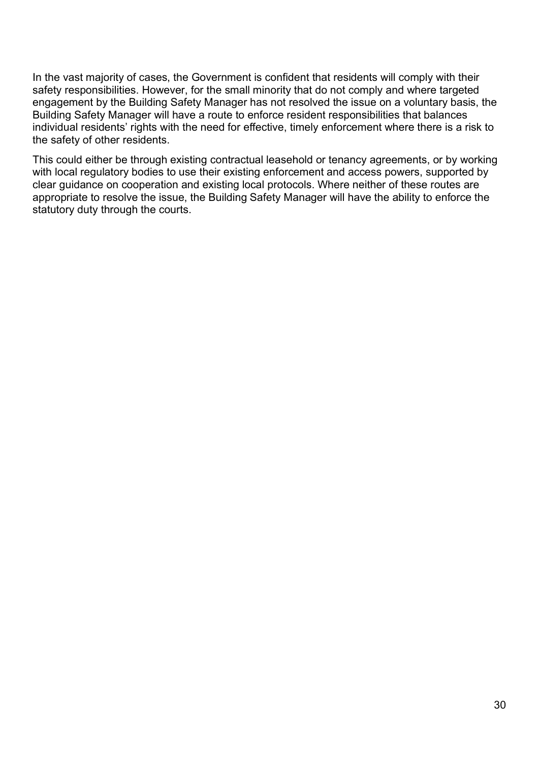In the vast majority of cases, the Government is confident that residents will comply with their safety responsibilities. However, for the small minority that do not comply and where targeted engagement by the Building Safety Manager has not resolved the issue on a voluntary basis, the Building Safety Manager will have a route to enforce resident responsibilities that balances individual residents' rights with the need for effective, timely enforcement where there is a risk to the safety of other residents.

This could either be through existing contractual leasehold or tenancy agreements, or by working with local regulatory bodies to use their existing enforcement and access powers, supported by clear guidance on cooperation and existing local protocols. Where neither of these routes are appropriate to resolve the issue, the Building Safety Manager will have the ability to enforce the statutory duty through the courts.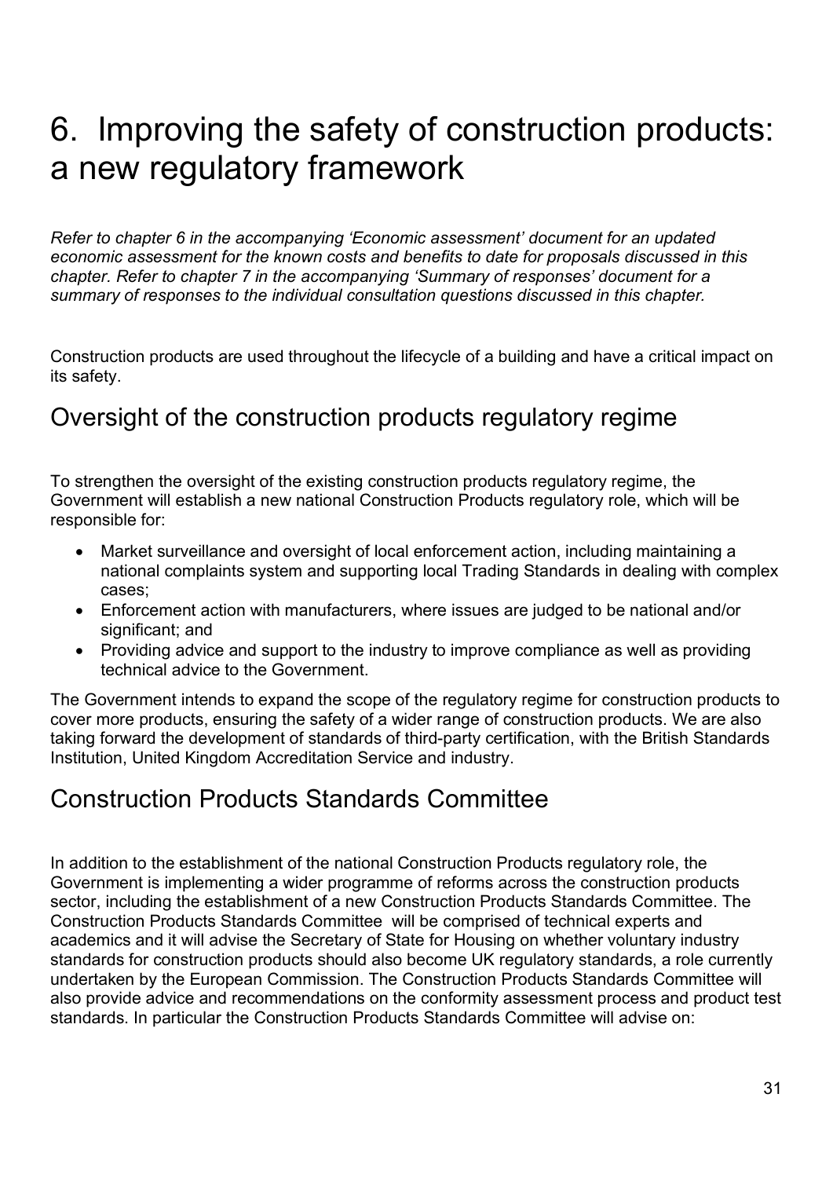# 6. Improving the safety of construction products: a new regulatory framework

*Refer to chapter 6 in the accompanying 'Economic assessment' document for an updated economic assessment for the known costs and benefits to date for proposals discussed in this chapter. Refer to chapter 7 in the accompanying 'Summary of responses' document for a summary of responses to the individual consultation questions discussed in this chapter.*

Construction products are used throughout the lifecycle of a building and have a critical impact on its safety.

## Oversight of the construction products regulatory regime

To strengthen the oversight of the existing construction products regulatory regime, the Government will establish a new national Construction Products regulatory role, which will be responsible for:

- Market surveillance and oversight of local enforcement action, including maintaining a national complaints system and supporting local Trading Standards in dealing with complex cases;
- Enforcement action with manufacturers, where issues are judged to be national and/or significant; and
- Providing advice and support to the industry to improve compliance as well as providing technical advice to the Government.

The Government intends to expand the scope of the regulatory regime for construction products to cover more products, ensuring the safety of a wider range of construction products. We are also taking forward the development of standards of third-party certification, with the British Standards Institution, United Kingdom Accreditation Service and industry.

## Construction Products Standards Committee

In addition to the establishment of the national Construction Products regulatory role, the Government is implementing a wider programme of reforms across the construction products sector, including the establishment of a new Construction Products Standards Committee. The Construction Products Standards Committee will be comprised of technical experts and academics and it will advise the Secretary of State for Housing on whether voluntary industry standards for construction products should also become UK regulatory standards, a role currently undertaken by the European Commission. The Construction Products Standards Committee will also provide advice and recommendations on the conformity assessment process and product test standards. In particular the Construction Products Standards Committee will advise on: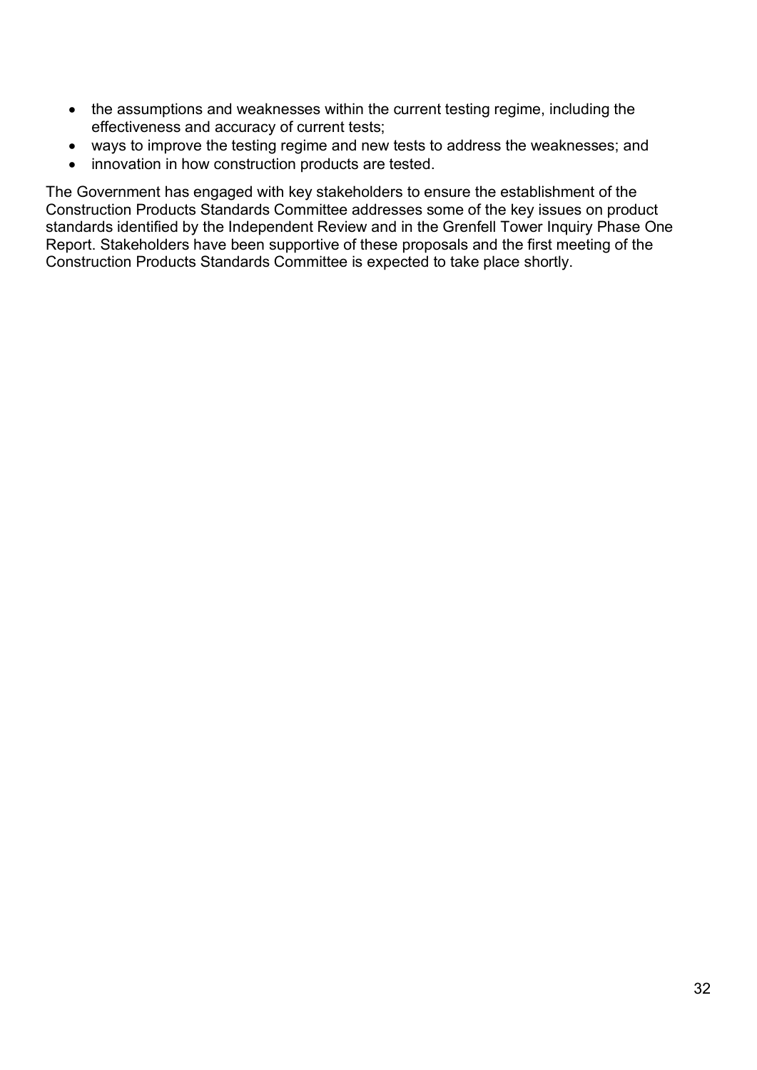- the assumptions and weaknesses within the current testing regime, including the effectiveness and accuracy of current tests;
- ways to improve the testing regime and new tests to address the weaknesses; and
- innovation in how construction products are tested.

The Government has engaged with key stakeholders to ensure the establishment of the Construction Products Standards Committee addresses some of the key issues on product standards identified by the Independent Review and in the Grenfell Tower Inquiry Phase One Report. Stakeholders have been supportive of these proposals and the first meeting of the Construction Products Standards Committee is expected to take place shortly.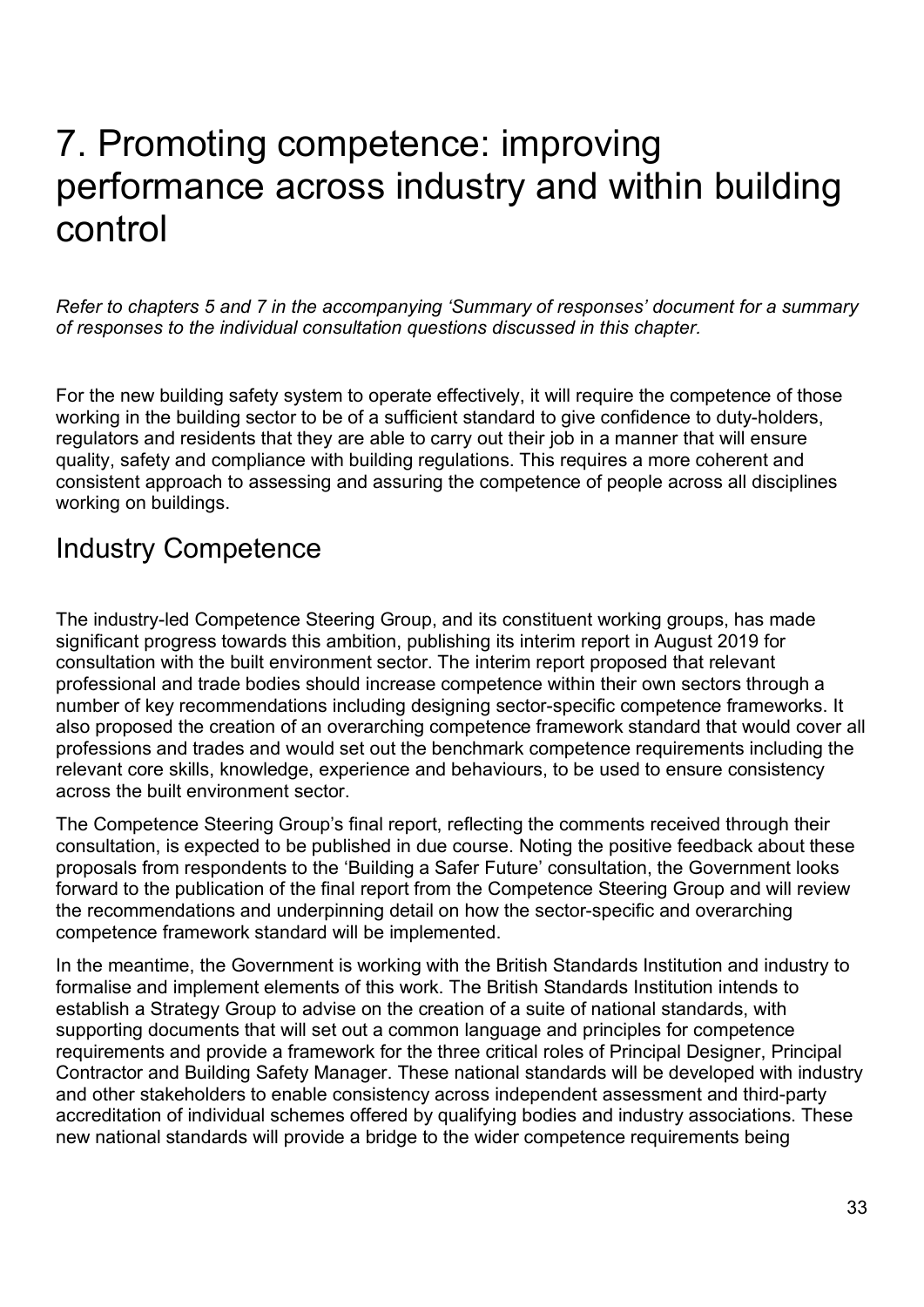# 7. Promoting competence: improving performance across industry and within building control

*Refer to chapters 5 and 7 in the accompanying 'Summary of responses' document for a summary of responses to the individual consultation questions discussed in this chapter.*

For the new building safety system to operate effectively, it will require the competence of those working in the building sector to be of a sufficient standard to give confidence to duty-holders, regulators and residents that they are able to carry out their job in a manner that will ensure quality, safety and compliance with building regulations. This requires a more coherent and consistent approach to assessing and assuring the competence of people across all disciplines working on buildings.

## Industry Competence

The industry-led Competence Steering Group, and its constituent working groups, has made significant progress towards this ambition, publishing its interim report in August 2019 for consultation with the built environment sector. The interim report proposed that relevant professional and trade bodies should increase competence within their own sectors through a number of key recommendations including designing sector-specific competence frameworks. It also proposed the creation of an overarching competence framework standard that would cover all professions and trades and would set out the benchmark competence requirements including the relevant core skills, knowledge, experience and behaviours, to be used to ensure consistency across the built environment sector.

The Competence Steering Group's final report, reflecting the comments received through their consultation, is expected to be published in due course. Noting the positive feedback about these proposals from respondents to the 'Building a Safer Future' consultation, the Government looks forward to the publication of the final report from the Competence Steering Group and will review the recommendations and underpinning detail on how the sector-specific and overarching competence framework standard will be implemented.

In the meantime, the Government is working with the British Standards Institution and industry to formalise and implement elements of this work. The British Standards Institution intends to establish a Strategy Group to advise on the creation of a suite of national standards, with supporting documents that will set out a common language and principles for competence requirements and provide a framework for the three critical roles of Principal Designer, Principal Contractor and Building Safety Manager. These national standards will be developed with industry and other stakeholders to enable consistency across independent assessment and third-party accreditation of individual schemes offered by qualifying bodies and industry associations. These new national standards will provide a bridge to the wider competence requirements being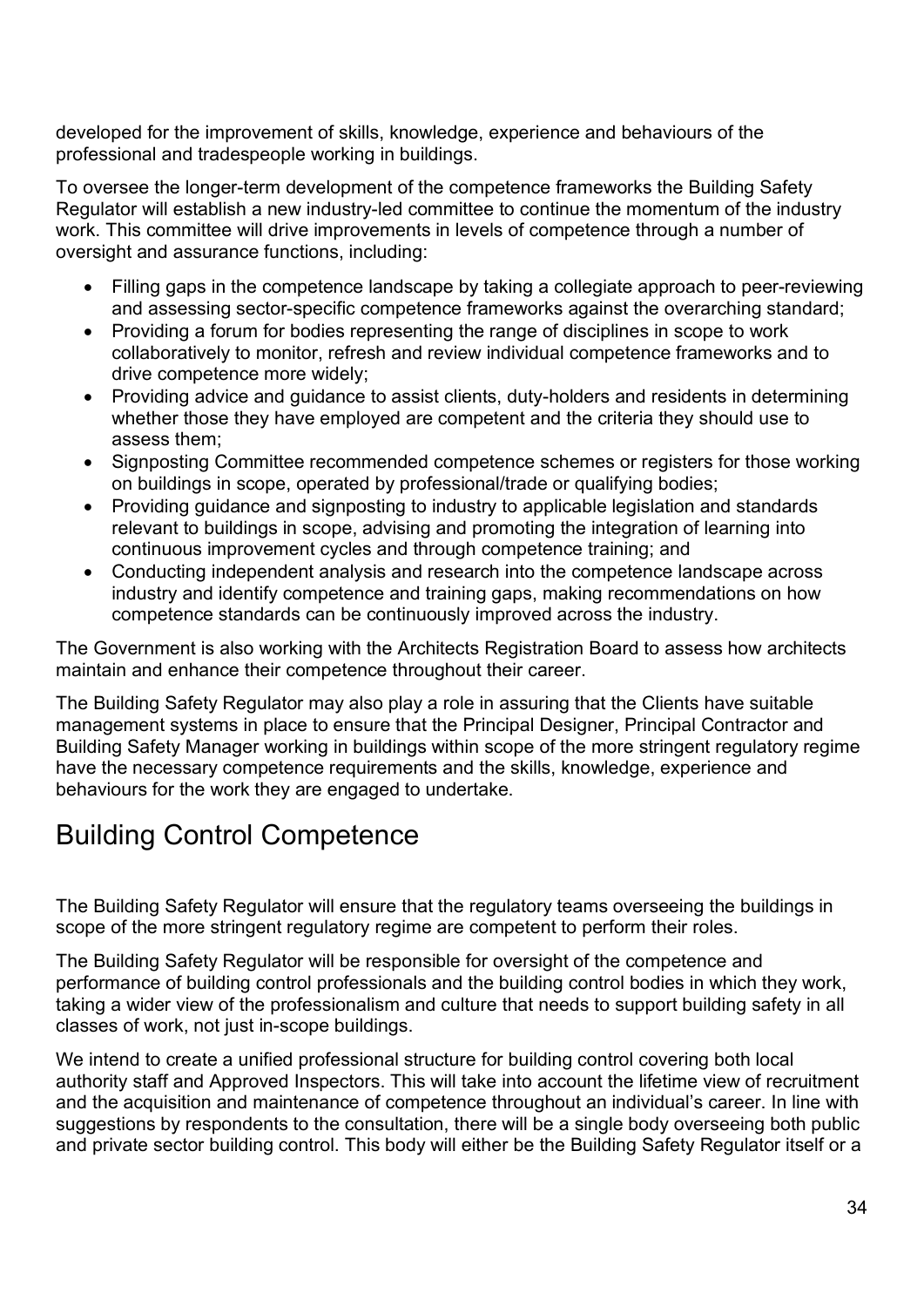developed for the improvement of skills, knowledge, experience and behaviours of the professional and tradespeople working in buildings.

To oversee the longer-term development of the competence frameworks the Building Safety Regulator will establish a new industry-led committee to continue the momentum of the industry work. This committee will drive improvements in levels of competence through a number of oversight and assurance functions, including:

- Filling gaps in the competence landscape by taking a collegiate approach to peer-reviewing and assessing sector-specific competence frameworks against the overarching standard;
- Providing a forum for bodies representing the range of disciplines in scope to work collaboratively to monitor, refresh and review individual competence frameworks and to drive competence more widely;
- Providing advice and guidance to assist clients, duty-holders and residents in determining whether those they have employed are competent and the criteria they should use to assess them;
- Signposting Committee recommended competence schemes or registers for those working on buildings in scope, operated by professional/trade or qualifying bodies;
- Providing guidance and signposting to industry to applicable legislation and standards relevant to buildings in scope, advising and promoting the integration of learning into continuous improvement cycles and through competence training; and
- Conducting independent analysis and research into the competence landscape across industry and identify competence and training gaps, making recommendations on how competence standards can be continuously improved across the industry.

The Government is also working with the Architects Registration Board to assess how architects maintain and enhance their competence throughout their career.

The Building Safety Regulator may also play a role in assuring that the Clients have suitable management systems in place to ensure that the Principal Designer, Principal Contractor and Building Safety Manager working in buildings within scope of the more stringent regulatory regime have the necessary competence requirements and the skills, knowledge, experience and behaviours for the work they are engaged to undertake.

## Building Control Competence

The Building Safety Regulator will ensure that the regulatory teams overseeing the buildings in scope of the more stringent regulatory regime are competent to perform their roles.

The Building Safety Regulator will be responsible for oversight of the competence and performance of building control professionals and the building control bodies in which they work, taking a wider view of the professionalism and culture that needs to support building safety in all classes of work, not just in-scope buildings.

We intend to create a unified professional structure for building control covering both local authority staff and Approved Inspectors. This will take into account the lifetime view of recruitment and the acquisition and maintenance of competence throughout an individual's career. In line with suggestions by respondents to the consultation, there will be a single body overseeing both public and private sector building control. This body will either be the Building Safety Regulator itself or a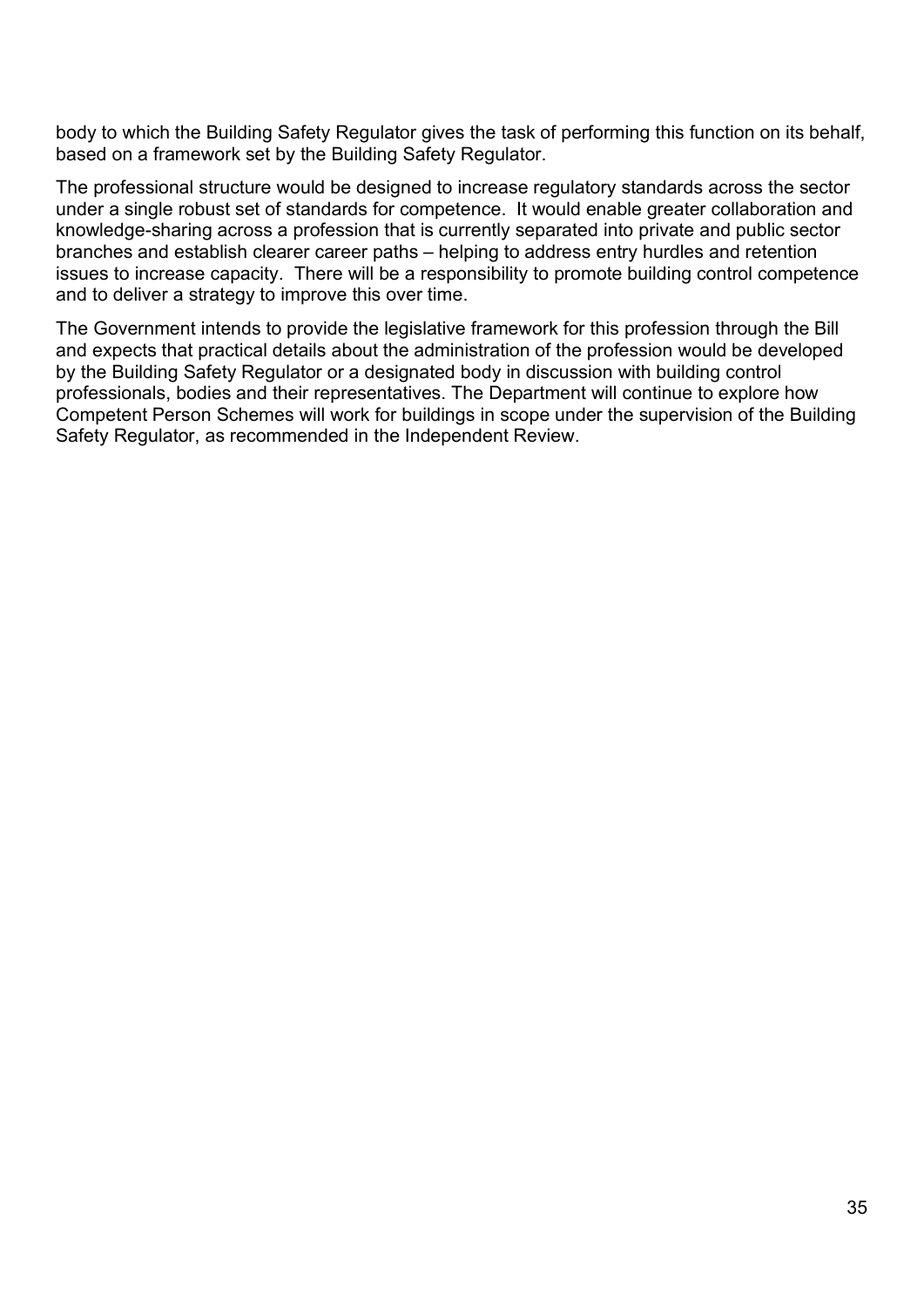body to which the Building Safety Regulator gives the task of performing this function on its behalf, based on a framework set by the Building Safety Regulator.

The professional structure would be designed to increase regulatory standards across the sector under a single robust set of standards for competence. It would enable greater collaboration and knowledge-sharing across a profession that is currently separated into private and public sector branches and establish clearer career paths – helping to address entry hurdles and retention issues to increase capacity. There will be a responsibility to promote building control competence and to deliver a strategy to improve this over time.

The Government intends to provide the legislative framework for this profession through the Bill and expects that practical details about the administration of the profession would be developed by the Building Safety Regulator or a designated body in discussion with building control professionals, bodies and their representatives. The Department will continue to explore how Competent Person Schemes will work for buildings in scope under the supervision of the Building Safety Regulator, as recommended in the Independent Review.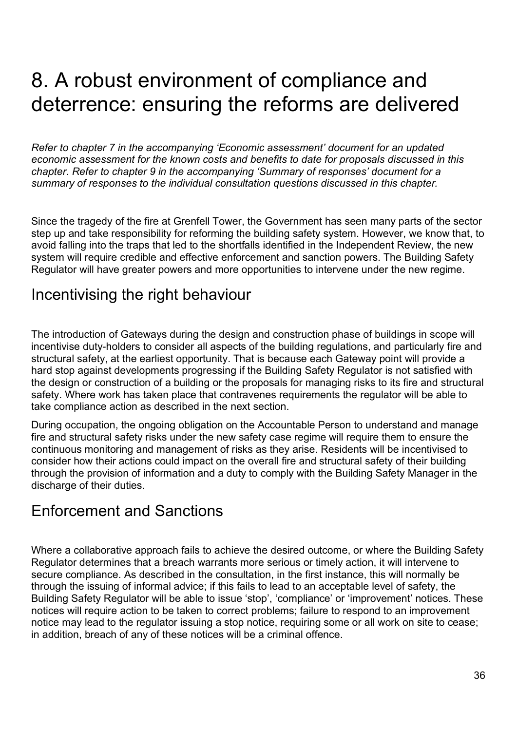# 8. A robust environment of compliance and deterrence: ensuring the reforms are delivered

*Refer to chapter 7 in the accompanying 'Economic assessment' document for an updated economic assessment for the known costs and benefits to date for proposals discussed in this chapter. Refer to chapter 9 in the accompanying 'Summary of responses' document for a summary of responses to the individual consultation questions discussed in this chapter.*

Since the tragedy of the fire at Grenfell Tower, the Government has seen many parts of the sector step up and take responsibility for reforming the building safety system. However, we know that, to avoid falling into the traps that led to the shortfalls identified in the Independent Review, the new system will require credible and effective enforcement and sanction powers. The Building Safety Regulator will have greater powers and more opportunities to intervene under the new regime.

## Incentivising the right behaviour

The introduction of Gateways during the design and construction phase of buildings in scope will incentivise duty-holders to consider all aspects of the building regulations, and particularly fire and structural safety, at the earliest opportunity. That is because each Gateway point will provide a hard stop against developments progressing if the Building Safety Regulator is not satisfied with the design or construction of a building or the proposals for managing risks to its fire and structural safety. Where work has taken place that contravenes requirements the regulator will be able to take compliance action as described in the next section.

During occupation, the ongoing obligation on the Accountable Person to understand and manage fire and structural safety risks under the new safety case regime will require them to ensure the continuous monitoring and management of risks as they arise. Residents will be incentivised to consider how their actions could impact on the overall fire and structural safety of their building through the provision of information and a duty to comply with the Building Safety Manager in the discharge of their duties.

## Enforcement and Sanctions

Where a collaborative approach fails to achieve the desired outcome, or where the Building Safety Regulator determines that a breach warrants more serious or timely action, it will intervene to secure compliance. As described in the consultation, in the first instance, this will normally be through the issuing of informal advice; if this fails to lead to an acceptable level of safety, the Building Safety Regulator will be able to issue 'stop', 'compliance' or 'improvement' notices. These notices will require action to be taken to correct problems; failure to respond to an improvement notice may lead to the regulator issuing a stop notice, requiring some or all work on site to cease; in addition, breach of any of these notices will be a criminal offence.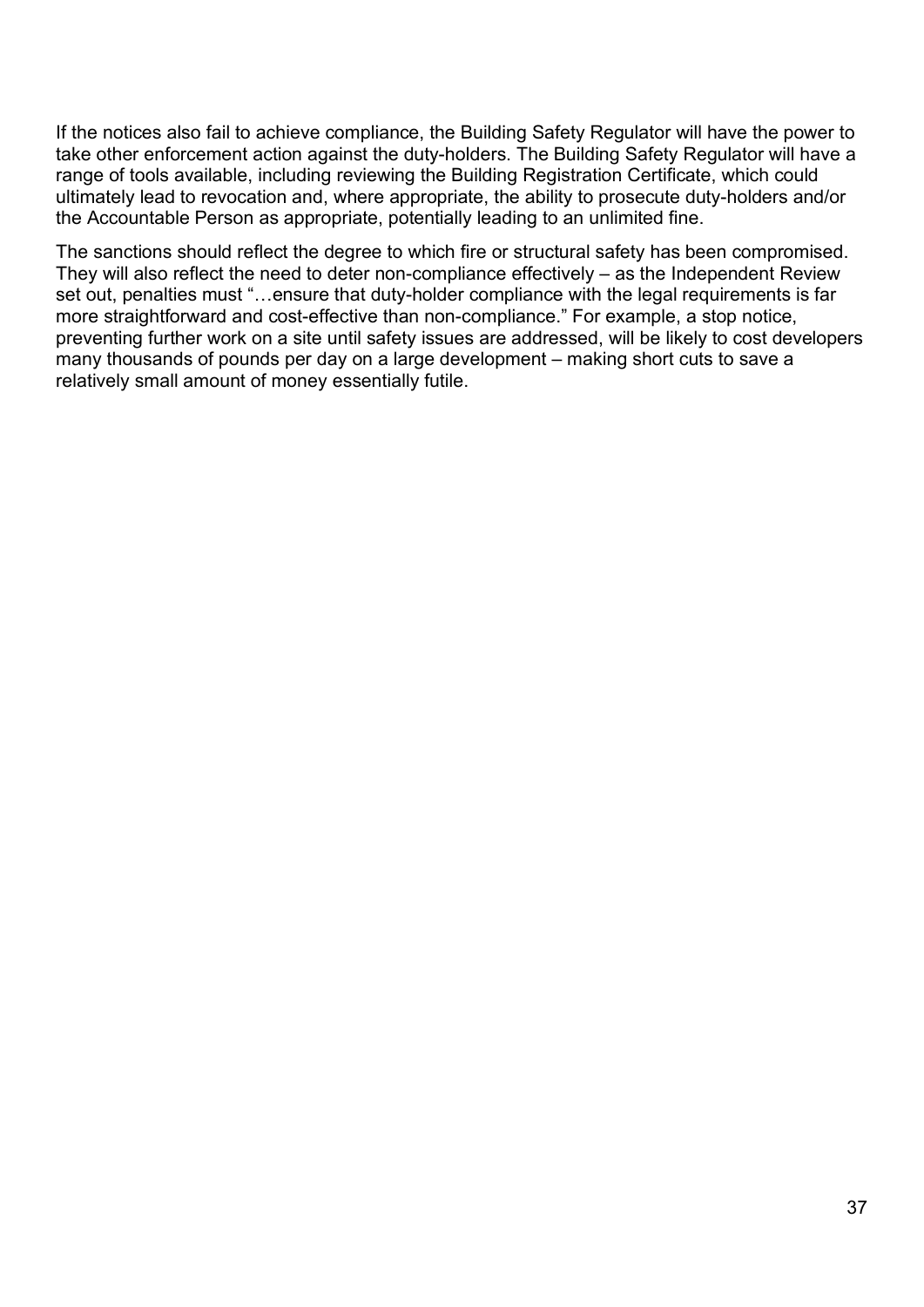If the notices also fail to achieve compliance, the Building Safety Regulator will have the power to take other enforcement action against the duty-holders. The Building Safety Regulator will have a range of tools available, including reviewing the Building Registration Certificate, which could ultimately lead to revocation and, where appropriate, the ability to prosecute duty-holders and/or the Accountable Person as appropriate, potentially leading to an unlimited fine.

The sanctions should reflect the degree to which fire or structural safety has been compromised. They will also reflect the need to deter non-compliance effectively – as the Independent Review set out, penalties must "…ensure that duty-holder compliance with the legal requirements is far more straightforward and cost-effective than non-compliance." For example, a stop notice, preventing further work on a site until safety issues are addressed, will be likely to cost developers many thousands of pounds per day on a large development – making short cuts to save a relatively small amount of money essentially futile.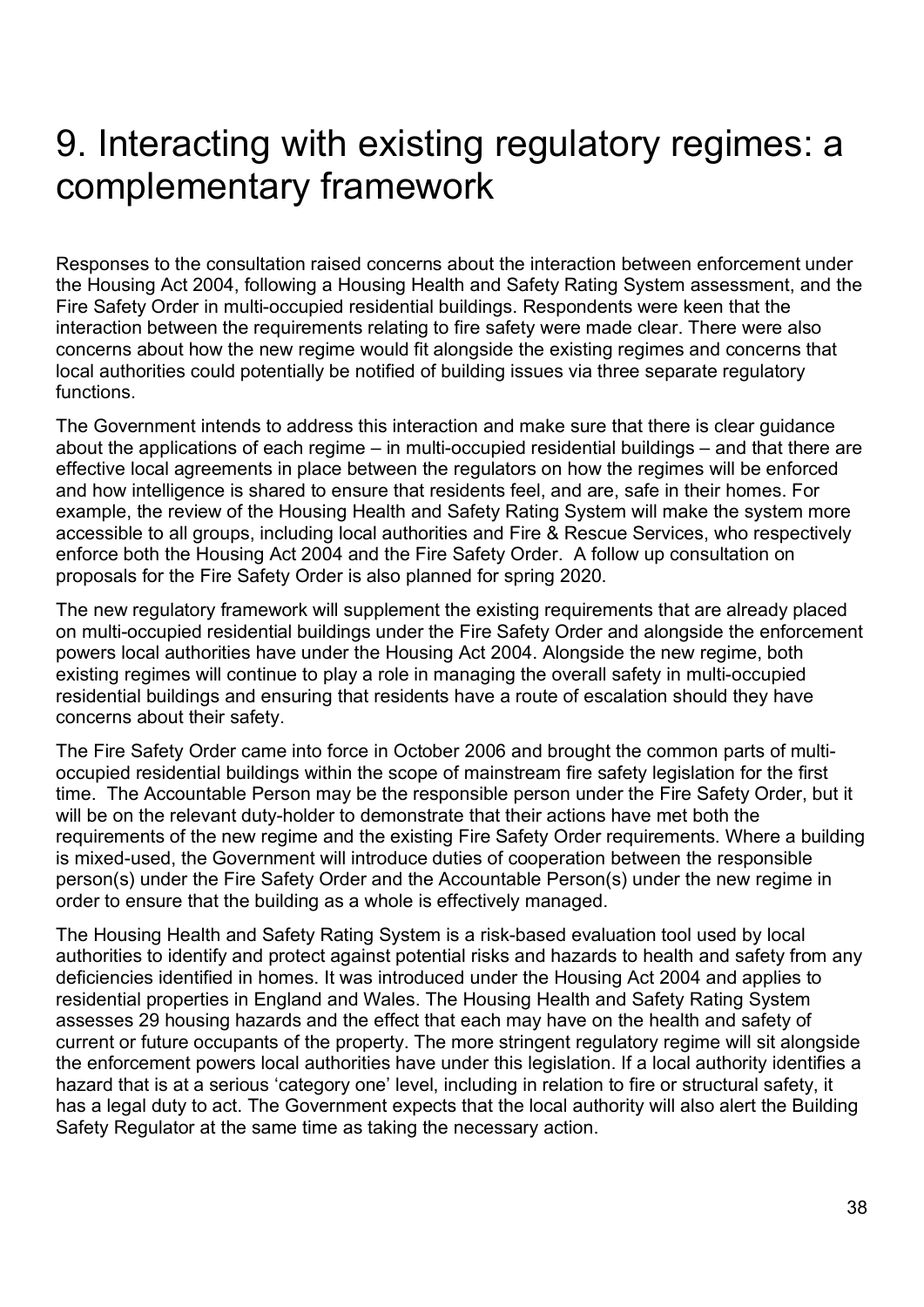# 9. Interacting with existing regulatory regimes: a complementary framework

Responses to the consultation raised concerns about the interaction between enforcement under the Housing Act 2004, following a Housing Health and Safety Rating System assessment, and the Fire Safety Order in multi-occupied residential buildings. Respondents were keen that the interaction between the requirements relating to fire safety were made clear. There were also concerns about how the new regime would fit alongside the existing regimes and concerns that local authorities could potentially be notified of building issues via three separate regulatory functions.

The Government intends to address this interaction and make sure that there is clear guidance about the applications of each regime – in multi-occupied residential buildings – and that there are effective local agreements in place between the regulators on how the regimes will be enforced and how intelligence is shared to ensure that residents feel, and are, safe in their homes. For example, the review of the Housing Health and Safety Rating System will make the system more accessible to all groups, including local authorities and Fire & Rescue Services, who respectively enforce both the Housing Act 2004 and the Fire Safety Order. A follow up consultation on proposals for the Fire Safety Order is also planned for spring 2020.

The new regulatory framework will supplement the existing requirements that are already placed on multi-occupied residential buildings under the Fire Safety Order and alongside the enforcement powers local authorities have under the Housing Act 2004. Alongside the new regime, both existing regimes will continue to play a role in managing the overall safety in multi-occupied residential buildings and ensuring that residents have a route of escalation should they have concerns about their safety.

The Fire Safety Order came into force in October 2006 and brought the common parts of multi-occupied residential buildings within the scope of mainstream fire safety legislation for the first time. The Accountable Person may be the responsible person under the Fire Safety Order, but it will be on the relevant duty-holder to demonstrate that their actions have met both the requirements of the new regime and the existing Fire Safety Order requirements. Where a building is mixed-used, the Government will introduce duties of cooperation between the responsible person(s) under the Fire Safety Order and the Accountable Person(s) under the new regime in order to ensure that the building as a whole is effectively managed.

The Housing Health and Safety Rating System is a risk-based evaluation tool used by local authorities to identify and protect against potential risks and hazards to health and safety from any deficiencies identified in homes. It was introduced under the Housing Act 2004 and applies to residential properties in England and Wales. The Housing Health and Safety Rating System assesses 29 housing hazards and the effect that each may have on the health and safety of current or future occupants of the property. The more stringent regulatory regime will sit alongside the enforcement powers local authorities have under this legislation. If a local authority identifies a hazard that is at a serious 'category one' level, including in relation to fire or structural safety, it has a legal duty to act. The Government expects that the local authority will also alert the Building Safety Regulator at the same time as taking the necessary action.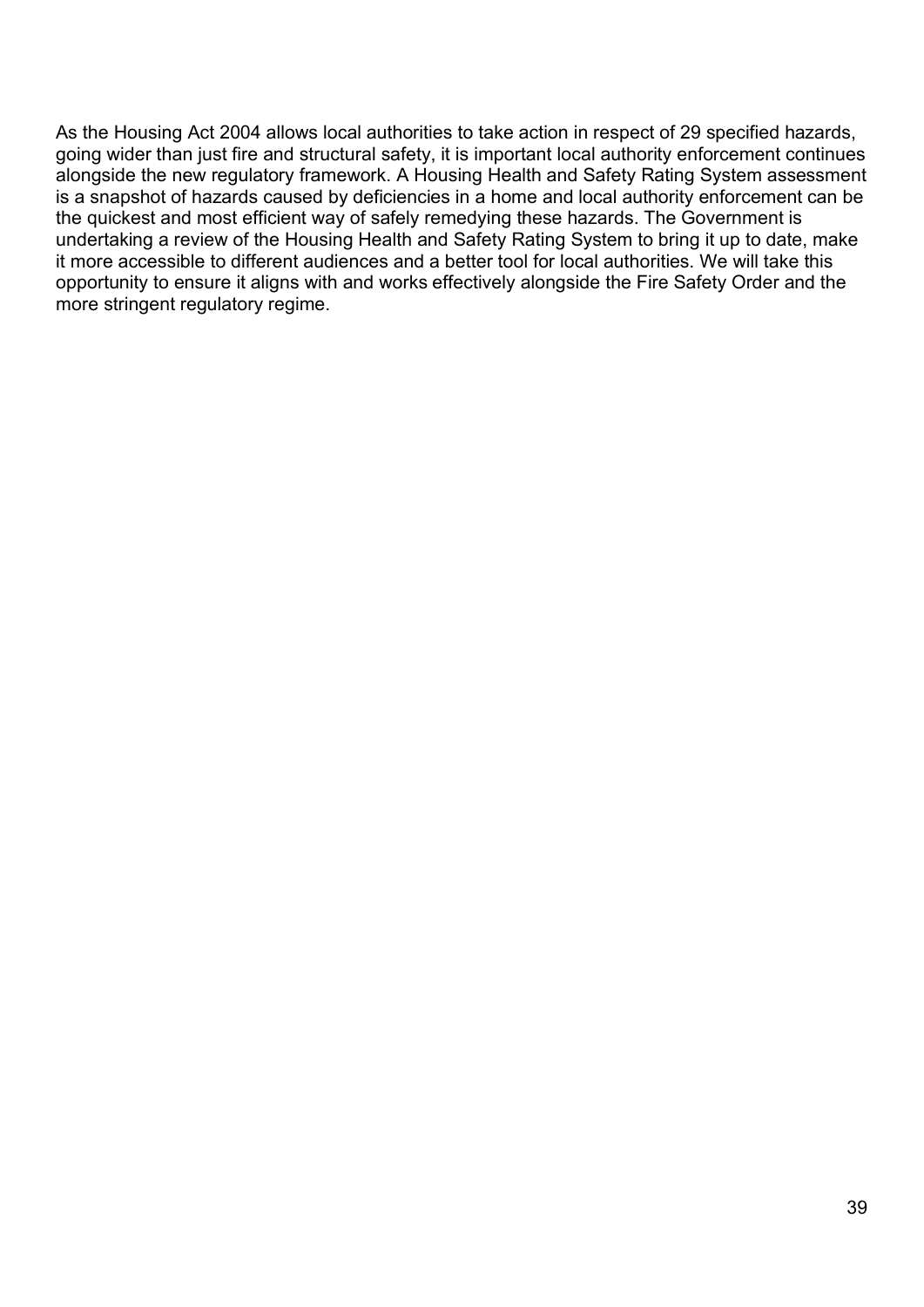As the Housing Act 2004 allows local authorities to take action in respect of 29 specified hazards, going wider than just fire and structural safety, it is important local authority enforcement continues alongside the new regulatory framework. A Housing Health and Safety Rating System assessment is a snapshot of hazards caused by deficiencies in a home and local authority enforcement can be the quickest and most efficient way of safely remedying these hazards. The Government is undertaking a review of the Housing Health and Safety Rating System to bring it up to date, make it more accessible to different audiences and a better tool for local authorities. We will take this opportunity to ensure it aligns with and works effectively alongside the Fire Safety Order and the more stringent regulatory regime.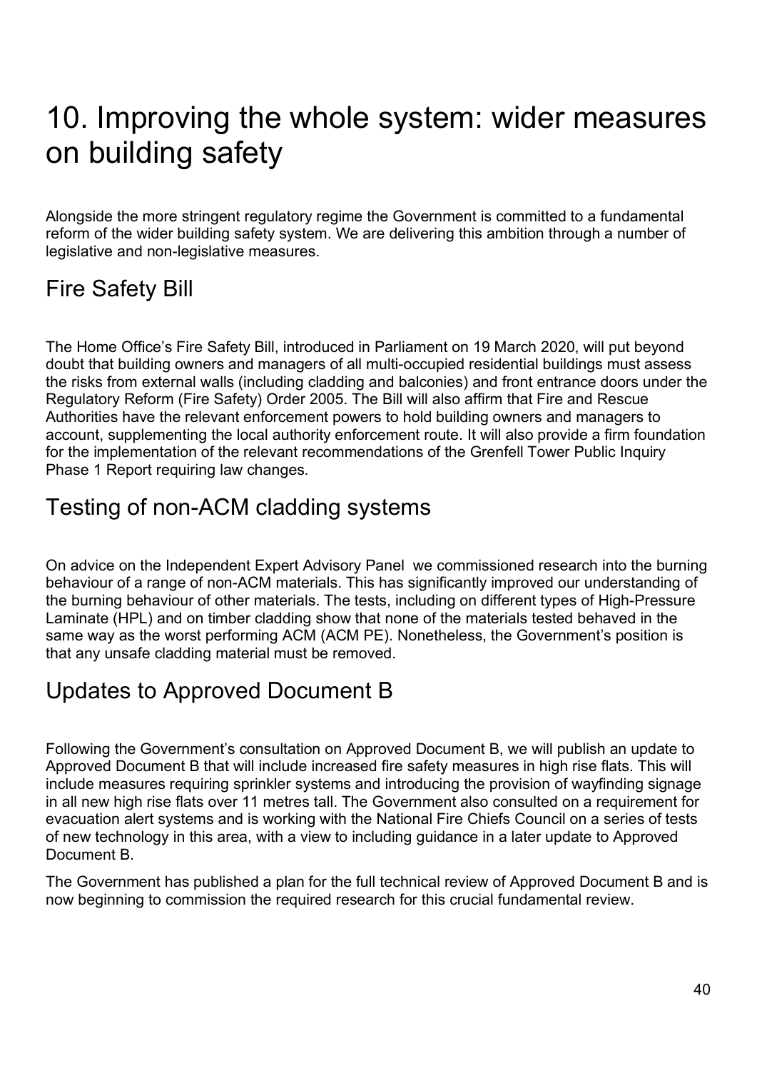# 10. Improving the whole system: wider measures on building safety

Alongside the more stringent regulatory regime the Government is committed to a fundamental reform of the wider building safety system. We are delivering this ambition through a number of legislative and non-legislative measures.

## Fire Safety Bill

The Home Office's Fire Safety Bill, introduced in Parliament on 19 March 2020, will put beyond doubt that building owners and managers of all multi-occupied residential buildings must assess the risks from external walls (including cladding and balconies) and front entrance doors under the Regulatory Reform (Fire Safety) Order 2005. The Bill will also affirm that Fire and Rescue Authorities have the relevant enforcement powers to hold building owners and managers to account, supplementing the local authority enforcement route. It will also provide a firm foundation for the implementation of the relevant recommendations of the Grenfell Tower Public Inquiry Phase 1 Report requiring law changes.

## Testing of non-ACM cladding systems

On advice on the Independent Expert Advisory Panel we commissioned research into the burning behaviour of a range of non-ACM materials. This has significantly improved our understanding of the burning behaviour of other materials. The tests, including on different types of High-Pressure Laminate (HPL) and on timber cladding show that none of the materials tested behaved in the same way as the worst performing ACM (ACM PE). Nonetheless, the Government's position is that any unsafe cladding material must be removed.

## Updates to Approved Document B

Following the Government's consultation on Approved Document B, we will publish an update to Approved Document B that will include increased fire safety measures in high rise flats. This will include measures requiring sprinkler systems and introducing the provision of wayfinding signage in all new high rise flats over 11 metres tall. The Government also consulted on a requirement for evacuation alert systems and is working with the National Fire Chiefs Council on a series of tests of new technology in this area, with a view to including guidance in a later update to Approved Document B.

The Government has published a plan for the full technical review of Approved Document B and is now beginning to commission the required research for this crucial fundamental review.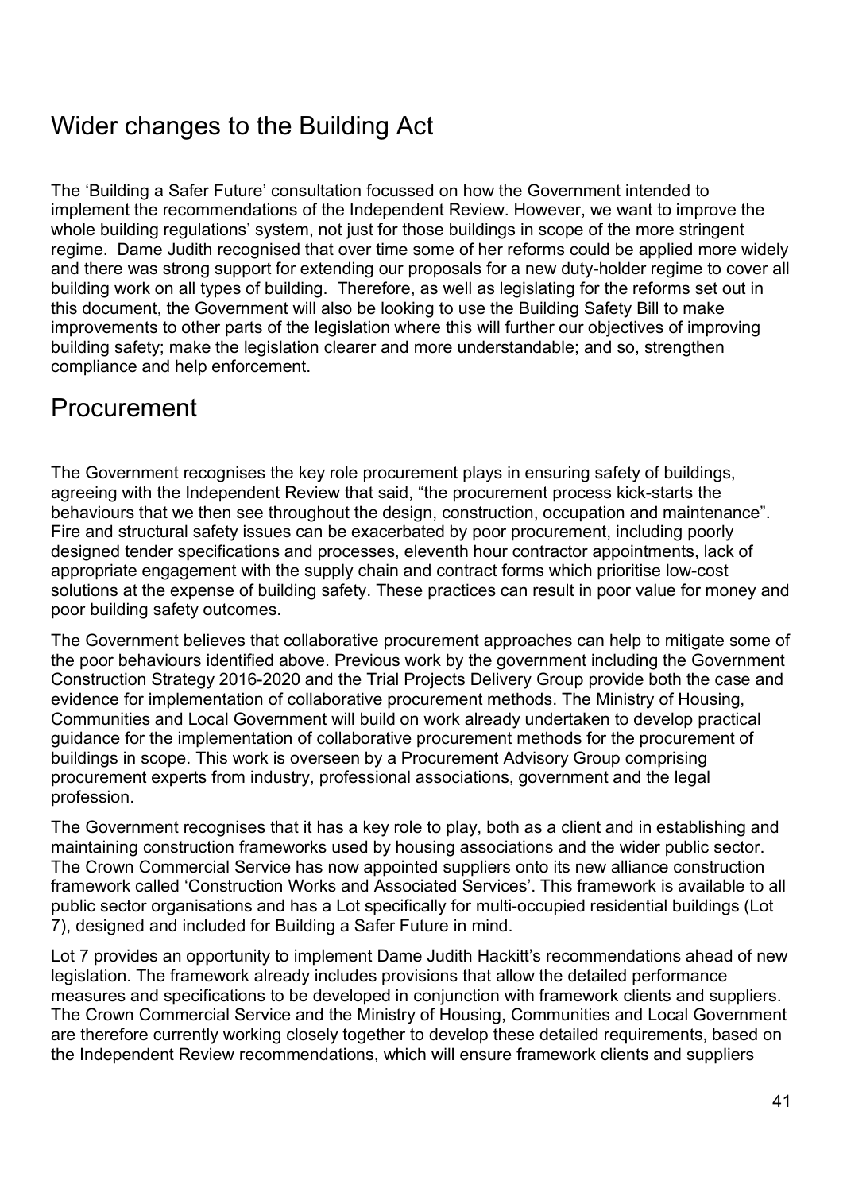## Wider changes to the Building Act

The 'Building a Safer Future' consultation focussed on how the Government intended to implement the recommendations of the Independent Review. However, we want to improve the whole building regulations' system, not just for those buildings in scope of the more stringent regime. Dame Judith recognised that over time some of her reforms could be applied more widely and there was strong support for extending our proposals for a new duty-holder regime to cover all building work on all types of building. Therefore, as well as legislating for the reforms set out in this document, the Government will also be looking to use the Building Safety Bill to make improvements to other parts of the legislation where this will further our objectives of improving building safety; make the legislation clearer and more understandable; and so, strengthen compliance and help enforcement.

## Procurement

The Government recognises the key role procurement plays in ensuring safety of buildings, agreeing with the Independent Review that said, "the procurement process kick-starts the behaviours that we then see throughout the design, construction, occupation and maintenance". Fire and structural safety issues can be exacerbated by poor procurement, including poorly designed tender specifications and processes, eleventh hour contractor appointments, lack of appropriate engagement with the supply chain and contract forms which prioritise low-cost solutions at the expense of building safety. These practices can result in poor value for money and poor building safety outcomes.

The Government believes that collaborative procurement approaches can help to mitigate some of the poor behaviours identified above. Previous work by the government including the Government Construction Strategy 2016-2020 and the Trial Projects Delivery Group provide both the case and evidence for implementation of collaborative procurement methods. The Ministry of Housing, Communities and Local Government will build on work already undertaken to develop practical guidance for the implementation of collaborative procurement methods for the procurement of buildings in scope. This work is overseen by a Procurement Advisory Group comprising procurement experts from industry, professional associations, government and the legal profession.

The Government recognises that it has a key role to play, both as a client and in establishing and maintaining construction frameworks used by housing associations and the wider public sector. The Crown Commercial Service has now appointed suppliers onto its new alliance construction framework called 'Construction Works and Associated Services'. This framework is available to all public sector organisations and has a Lot specifically for multi-occupied residential buildings (Lot 7), designed and included for Building a Safer Future in mind.

Lot 7 provides an opportunity to implement Dame Judith Hackitt's recommendations ahead of new legislation. The framework already includes provisions that allow the detailed performance measures and specifications to be developed in conjunction with framework clients and suppliers. The Crown Commercial Service and the Ministry of Housing, Communities and Local Government are therefore currently working closely together to develop these detailed requirements, based on the Independent Review recommendations, which will ensure framework clients and suppliers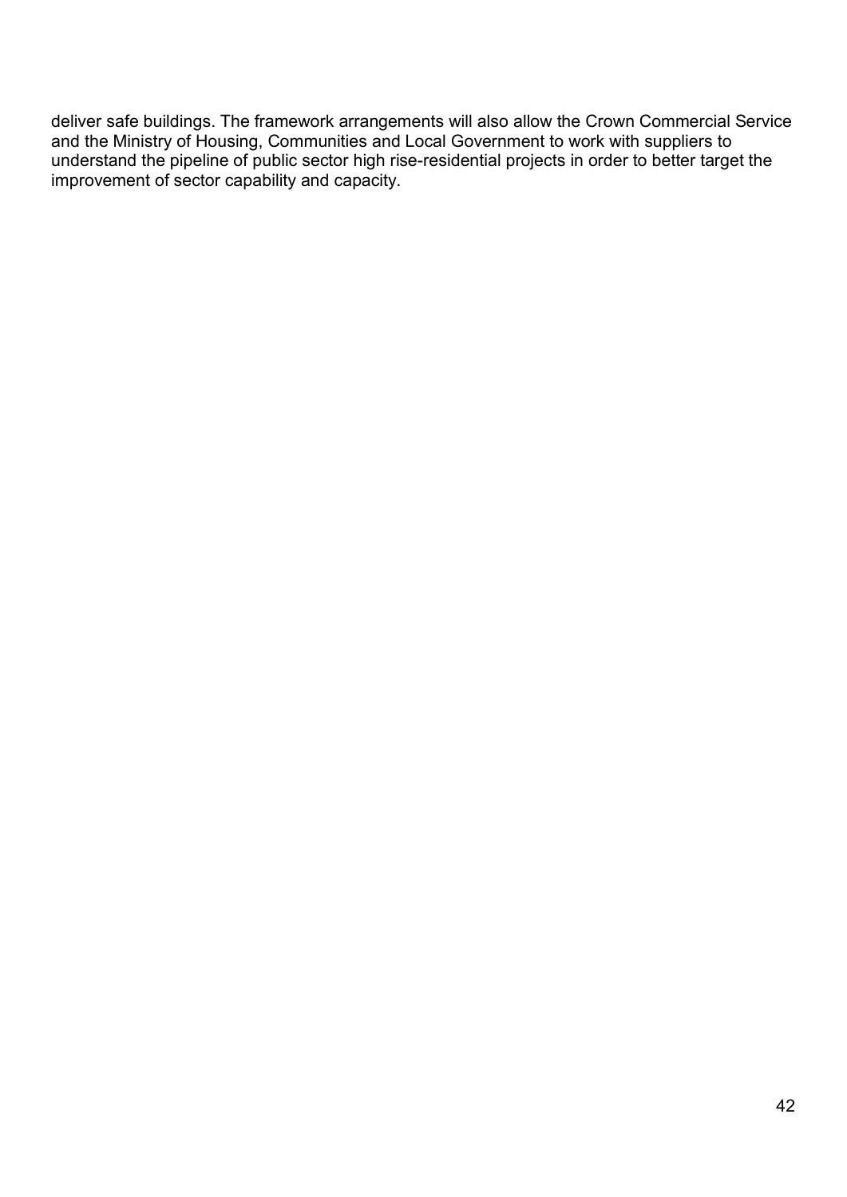deliver safe buildings. The framework arrangements will also allow the Crown Commercial Service and the Ministry of Housing, Communities and Local Government to work with suppliers to understand the pipeline of public sector high rise-residential projects in order to better target the improvement of sector capability and capacity.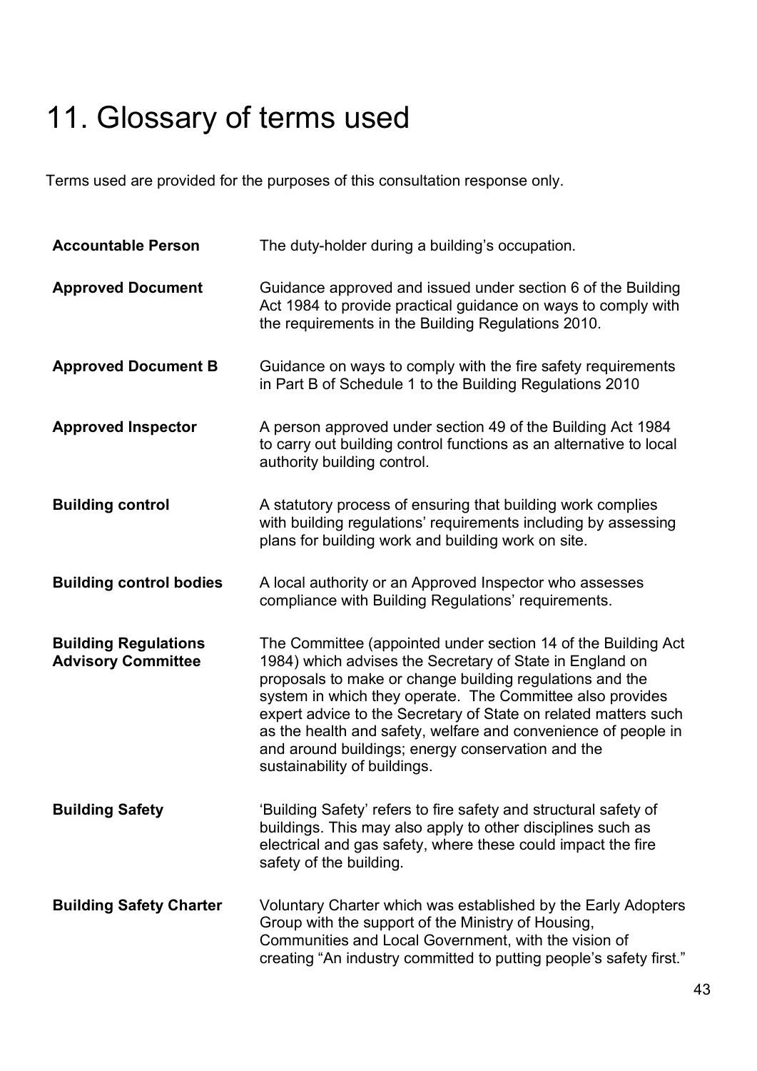# 11. Glossary of terms used

Terms used are provided for the purposes of this consultation response only.

| | |
|---|---|
| **Accountable Person** | The duty-holder during a building's occupation. |
| **Approved Document** | Guidance approved and issued under section 6 of the Building Act 1984 to provide practical guidance on ways to comply with the requirements in the Building Regulations 2010. |
| **Approved Document B** | Guidance on ways to comply with the fire safety requirements in Part B of Schedule 1 to the Building Regulations 2010 |
| **Approved Inspector** | A person approved under section 49 of the Building Act 1984 to carry out building control functions as an alternative to local authority building control. |
| **Building control** | A statutory process of ensuring that building work complies with building regulations' requirements including by assessing plans for building work and building work on site. |
| **Building control bodies** | A local authority or an Approved Inspector who assesses compliance with Building Regulations' requirements. |
| **Building Regulations Advisory Committee** | The Committee (appointed under section 14 of the Building Act 1984) which advises the Secretary of State in England on proposals to make or change building regulations and the system in which they operate. The Committee also provides expert advice to the Secretary of State on related matters such as the health and safety, welfare and convenience of people in and around buildings; energy conservation and the sustainability of buildings. |
| **Building Safety** | 'Building Safety' refers to fire safety and structural safety of buildings. This may also apply to other disciplines such as electrical and gas safety, where these could impact the fire safety of the building. |
| **Building Safety Charter** | Voluntary Charter which was established by the Early Adopters Group with the support of the Ministry of Housing, Communities and Local Government, with the vision of creating "An industry committed to putting people's safety first." |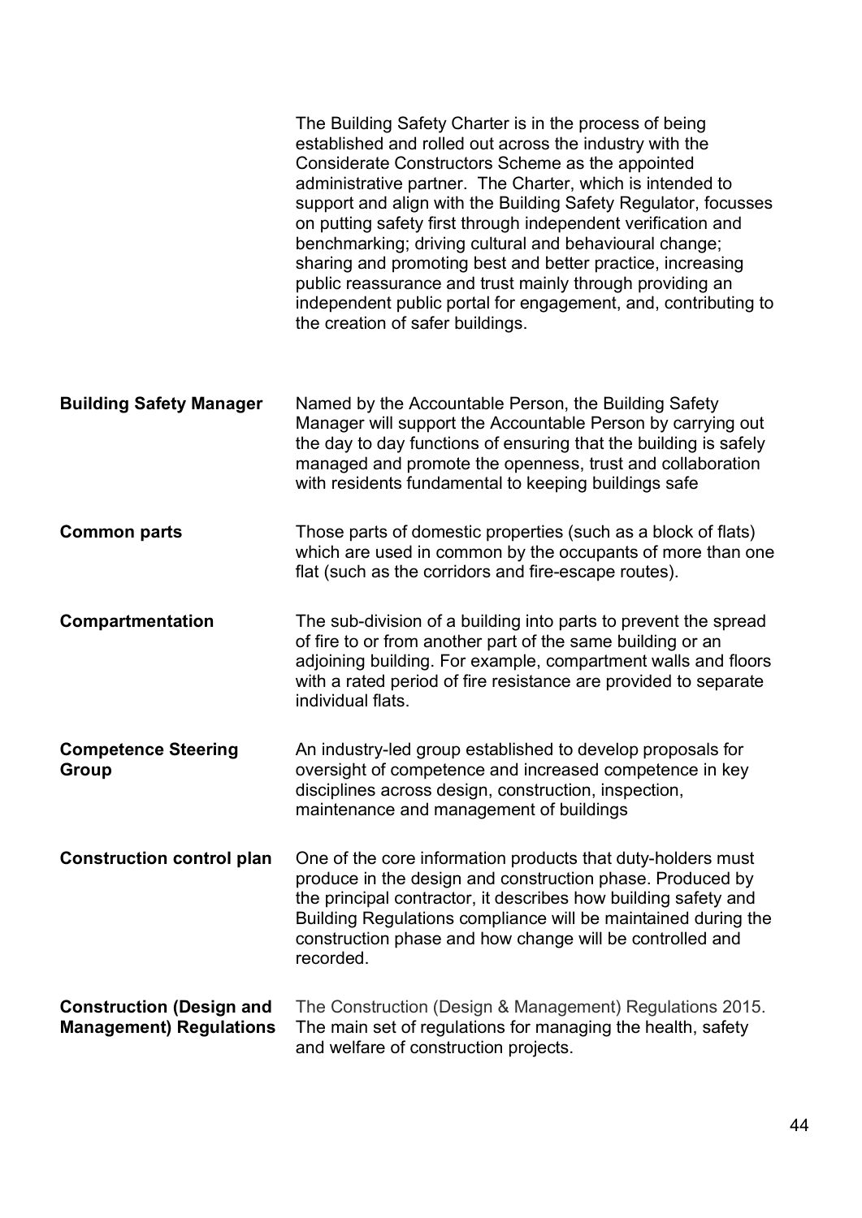The Building Safety Charter is in the process of being established and rolled out across the industry with the Considerate Constructors Scheme as the appointed administrative partner. The Charter, which is intended to support and align with the Building Safety Regulator, focusses on putting safety first through independent verification and benchmarking; driving cultural and behavioural change; sharing and promoting best and better practice, increasing public reassurance and trust mainly through providing an independent public portal for engagement, and, contributing to the creation of safer buildings.

**Building Safety Manager**

Named by the Accountable Person, the Building Safety Manager will support the Accountable Person by carrying out the day to day functions of ensuring that the building is safely managed and promote the openness, trust and collaboration with residents fundamental to keeping buildings safe

**Common parts**

Those parts of domestic properties (such as a block of flats) which are used in common by the occupants of more than one flat (such as the corridors and fire-escape routes).

**Compartmentation**

The sub-division of a building into parts to prevent the spread of fire to or from another part of the same building or an adjoining building. For example, compartment walls and floors with a rated period of fire resistance are provided to separate individual flats.

**Competence Steering Group**

An industry-led group established to develop proposals for oversight of competence and increased competence in key disciplines across design, construction, inspection, maintenance and management of buildings

**Construction control plan**

One of the core information products that duty-holders must produce in the design and construction phase. Produced by the principal contractor, it describes how building safety and Building Regulations compliance will be maintained during the construction phase and how change will be controlled and recorded.

**Construction (Design and Management) Regulations**

The Construction (Design & Management) Regulations 2015. The main set of regulations for managing the health, safety and welfare of construction projects.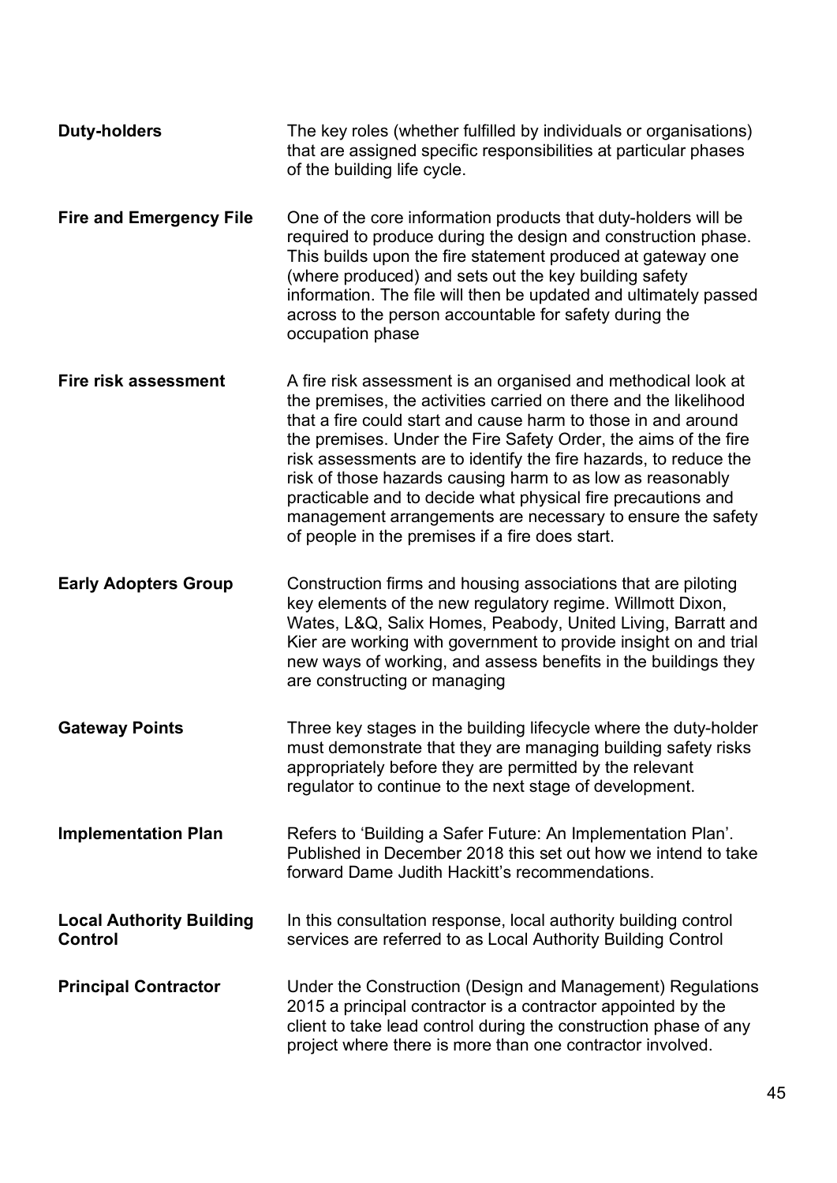**Duty-holders**

The key roles (whether fulfilled by individuals or organisations) that are assigned specific responsibilities at particular phases of the building life cycle.

**Fire and Emergency File**

One of the core information products that duty-holders will be required to produce during the design and construction phase. This builds upon the fire statement produced at gateway one (where produced) and sets out the key building safety information. The file will then be updated and ultimately passed across to the person accountable for safety during the occupation phase

**Fire risk assessment**

A fire risk assessment is an organised and methodical look at the premises, the activities carried on there and the likelihood that a fire could start and cause harm to those in and around the premises. Under the Fire Safety Order, the aims of the fire risk assessments are to identify the fire hazards, to reduce the risk of those hazards causing harm to as low as reasonably practicable and to decide what physical fire precautions and management arrangements are necessary to ensure the safety of people in the premises if a fire does start.

**Early Adopters Group**

Construction firms and housing associations that are piloting key elements of the new regulatory regime. Willmott Dixon, Wates, L&Q, Salix Homes, Peabody, United Living, Barratt and Kier are working with government to provide insight on and trial new ways of working, and assess benefits in the buildings they are constructing or managing

**Gateway Points**

Three key stages in the building lifecycle where the duty-holder must demonstrate that they are managing building safety risks appropriately before they are permitted by the relevant regulator to continue to the next stage of development.

**Implementation Plan**

Refers to 'Building a Safer Future: An Implementation Plan'. Published in December 2018 this set out how we intend to take forward Dame Judith Hackitt's recommendations.

**Local Authority Building Control**

In this consultation response, local authority building control services are referred to as Local Authority Building Control

**Principal Contractor**

Under the Construction (Design and Management) Regulations 2015 a principal contractor is a contractor appointed by the client to take lead control during the construction phase of any project where there is more than one contractor involved.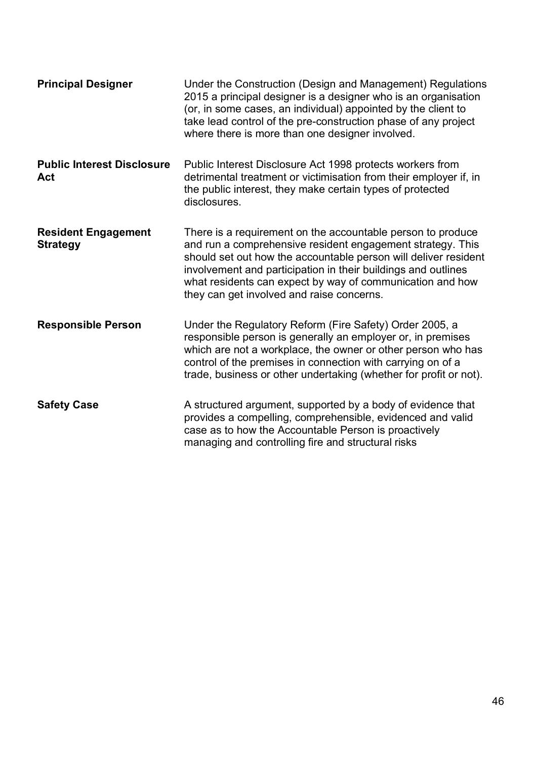| | |
|---|---|
| **Principal Designer** | Under the Construction (Design and Management) Regulations 2015 a principal designer is a designer who is an organisation (or, in some cases, an individual) appointed by the client to take lead control of the pre-construction phase of any project where there is more than one designer involved. |
| **Public Interest Disclosure Act** | Public Interest Disclosure Act 1998 protects workers from detrimental treatment or victimisation from their employer if, in the public interest, they make certain types of protected disclosures. |
| **Resident Engagement Strategy** | There is a requirement on the accountable person to produce and run a comprehensive resident engagement strategy. This should set out how the accountable person will deliver resident involvement and participation in their buildings and outlines what residents can expect by way of communication and how they can get involved and raise concerns. |
| **Responsible Person** | Under the Regulatory Reform (Fire Safety) Order 2005, a responsible person is generally an employer or, in premises which are not a workplace, the owner or other person who has control of the premises in connection with carrying on of a trade, business or other undertaking (whether for profit or not). |
| **Safety Case** | A structured argument, supported by a body of evidence that provides a compelling, comprehensible, evidenced and valid case as to how the Accountable Person is proactively managing and controlling fire and structural risks |